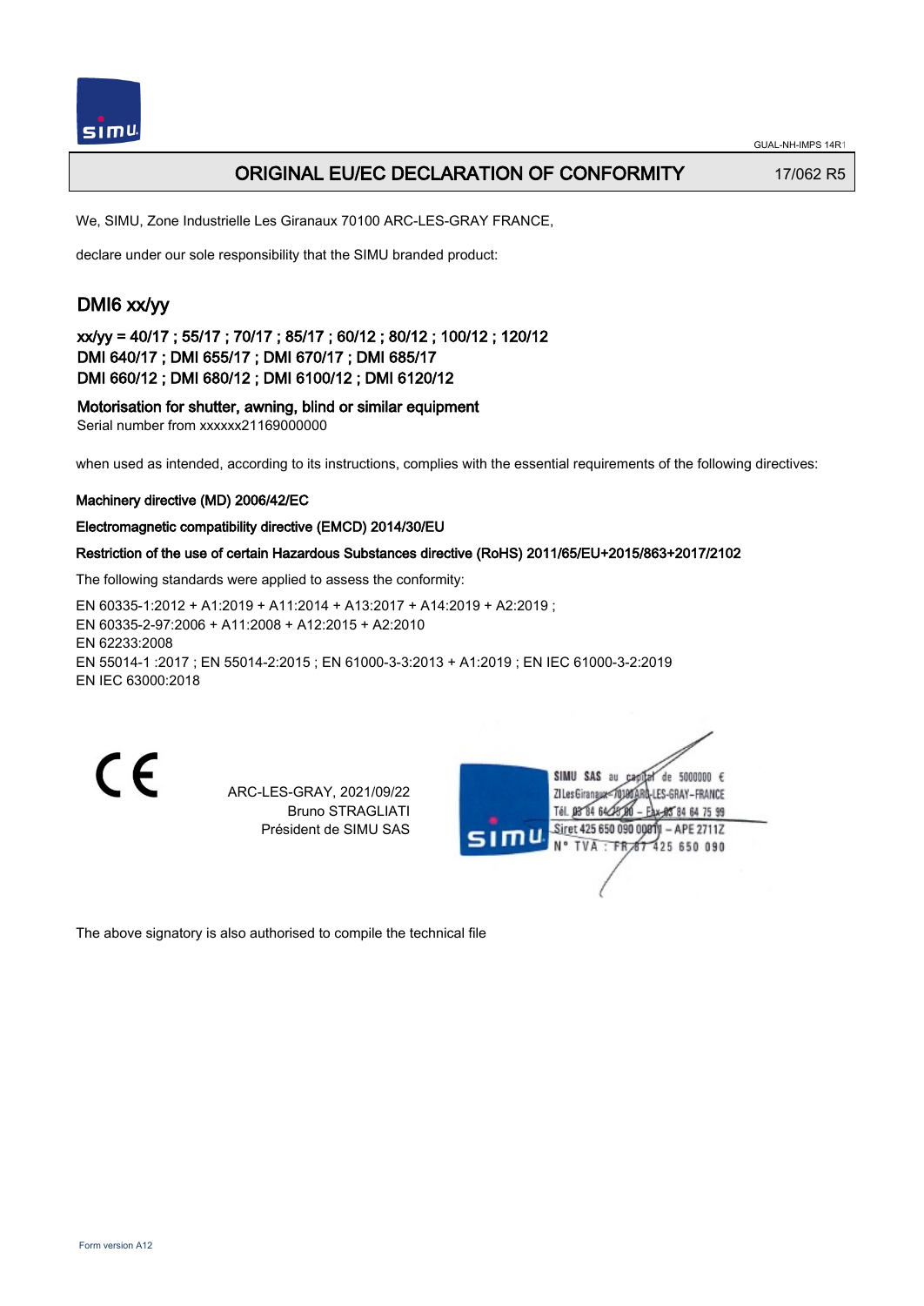# ORIGINAL EU/EC DECLARATION OF CONFORMITY

17/062 R5

We, SIMU, Zone Industrielle Les Giranaux 70100 ARC-LES-GRAY FRANCE,

declare under our sole responsibility that the SIMU branded product:

## DMI6 xx/yy

**xx/yy = 40/17 ; 55/17 ; 70/17 ; 85/17 ; 60/12 ; 80/12 ; 100/12 ; 120/12**
**DMI 640/17 ; DMI 655/17 ; DMI 670/17 ; DMI 685/17**
**DMI 660/12 ; DMI 680/12 ; DMI 6100/12 ; DMI 6120/12**

**Motorisation for shutter, awning, blind or similar equipment**
Serial number from xxxxxx21169000000

when used as intended, according to its instructions, complies with the essential requirements of the following directives:

**Machinery directive (MD) 2006/42/EC**

**Electromagnetic compatibility directive (EMCD) 2014/30/EU**

**Restriction of the use of certain Hazardous Substances directive (RoHS) 2011/65/EU+2015/863+2017/2102**

The following standards were applied to assess the conformity:

EN 60335-1:2012 + A1:2019 + A11:2014 + A13:2017 + A14:2019 + A2:2019 ;
EN 60335-2-97:2006 + A11:2008 + A12:2015 + A2:2010
EN 62233:2008
EN 55014-1 :2017 ; EN 55014-2:2015 ; EN 61000-3-3:2013 + A1:2019 ; EN IEC 61000-3-2:2019
EN IEC 63000:2018

ARC-LES-GRAY, 2021/09/22
Bruno STRAGLIATI
Président de SIMU SAS

SIMU SAS au capital de 5000000 €
ZI Les Giranaux 70100 ARC-LES-GRAY-FRANCE
Tél. 03 84 64 75 00 – Fax 03 84 64 75 99
Siret 425 650 090 00011 – APE 2711Z
N° TVA : FR 87 425 650 090

The above signatory is also authorised to compile the technical file

Form version A12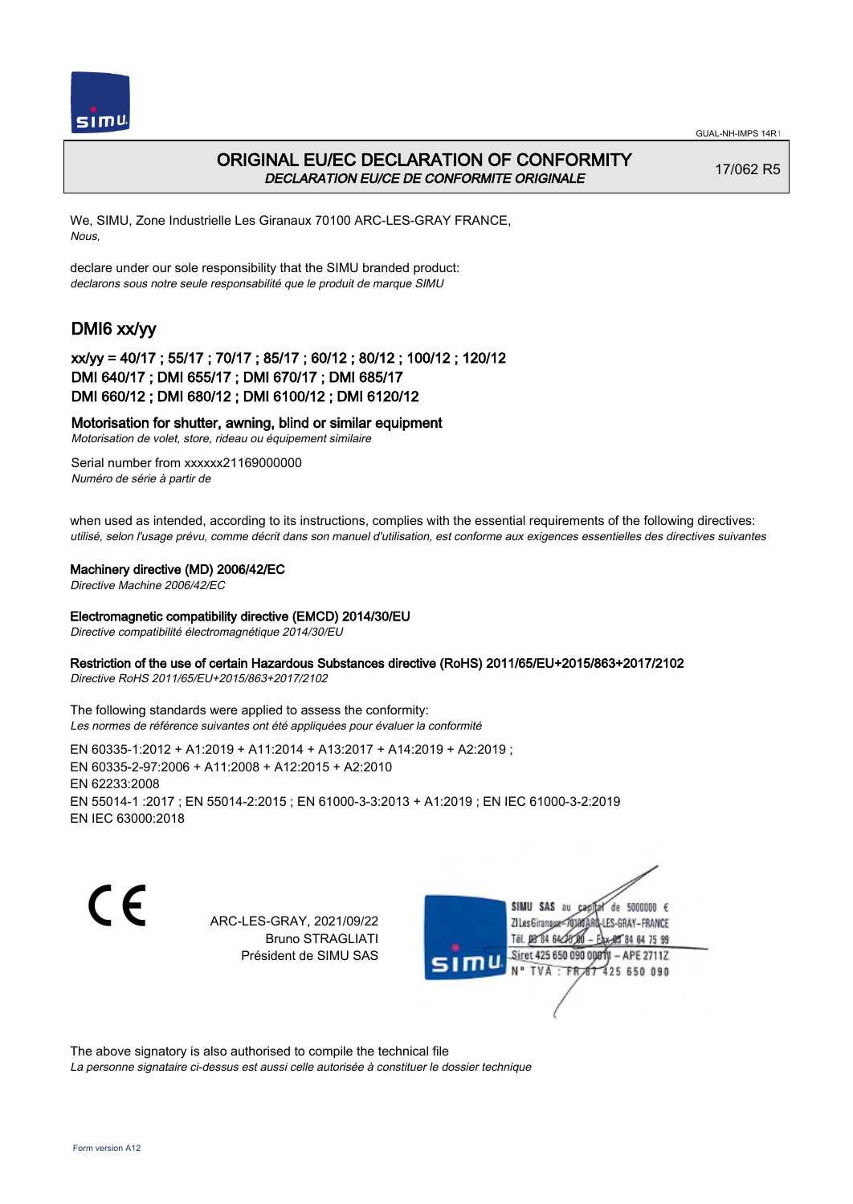# ORIGINAL EU/EC DECLARATION OF CONFORMITY

*DECLARATION EU/CE DE CONFORMITE ORIGINALE*

17/062 R5

We, SIMU, Zone Industrielle Les Giranaux 70100 ARC-LES-GRAY FRANCE,
*Nous,*

declare under our sole responsibility that the SIMU branded product:
*declarons sous notre seule responsabilité que le produit de marque SIMU*

## DMI6 xx/yy

### xx/yy = 40/17 ; 55/17 ; 70/17 ; 85/17 ; 60/12 ; 80/12 ; 100/12 ; 120/12
### DMI 640/17 ; DMI 655/17 ; DMI 670/17 ; DMI 685/17
### DMI 660/12 ; DMI 680/12 ; DMI 6100/12 ; DMI 6120/12

**Motorisation for shutter, awning, blind or similar equipment**
*Motorisation de volet, store, rideau ou équipement similaire*

Serial number from xxxxxx21169000000
*Numéro de série à partir de*

when used as intended, according to its instructions, complies with the essential requirements of the following directives:
*utilisé, selon l'usage prévu, comme décrit dans son manuel d'utilisation, est conforme aux exigences essentielles des directives suivantes*

**Machinery directive (MD) 2006/42/EC**
*Directive Machine 2006/42/EC*

**Electromagnetic compatibility directive (EMCD) 2014/30/EU**
*Directive compatibilité électromagnétique 2014/30/EU*

**Restriction of the use of certain Hazardous Substances directive (RoHS) 2011/65/EU+2015/863+2017/2102**
*Directive RoHS 2011/65/EU+2015/863+2017/2102*

The following standards were applied to assess the conformity:
*Les normes de référence suivantes ont été appliquées pour évaluer la conformité*

EN 60335-1:2012 + A1:2019 + A11:2014 + A13:2017 + A14:2019 + A2:2019 ;
EN 60335-2-97:2006 + A11:2008 + A12:2015 + A2:2010
EN 62233:2008
EN 55014-1 :2017 ; EN 55014-2:2015 ; EN 61000-3-3:2013 + A1:2019 ; EN IEC 61000-3-2:2019
EN IEC 63000:2018

CE

ARC-LES-GRAY, 2021/09/22
Bruno STRAGLIATI
Président de SIMU SAS

SIMU SAS au capital de 5000000 €
ZI Les Giranaux 70100 ARC-LES-GRAY-FRANCE
Tél. 03 84 64 75 00 – Fax 03 84 64 75 99
Siret 425 650 090 00011 – APE 2711Z
N° TVA : FR 87 425 650 090

The above signatory is also authorised to compile the technical file
*La personne signataire ci-dessus est aussi celle autorisée à constituer le dossier technique*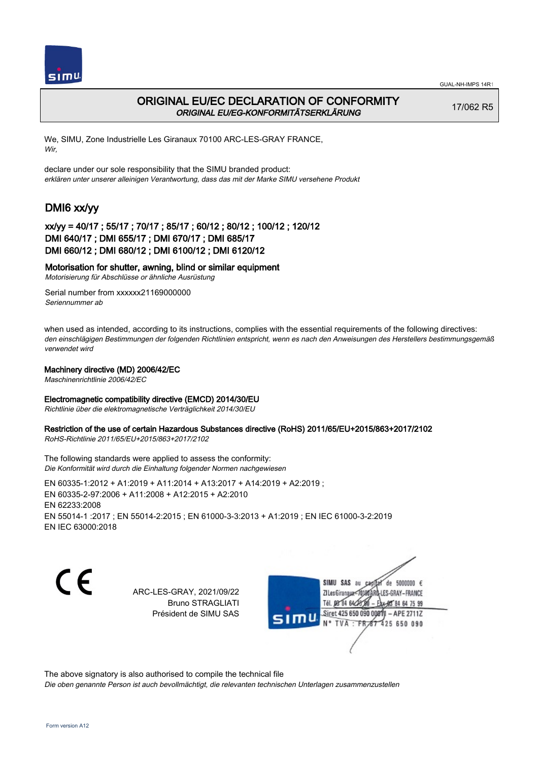GUAL-NH-IMPS 14R1

# ORIGINAL EU/EC DECLARATION OF CONFORMITY

*ORIGINAL EU/EG-KONFORMITÄTSERKLÄRUNG*

17/062 R5

We, SIMU, Zone Industrielle Les Giranaux 70100 ARC-LES-GRAY FRANCE,
*Wir,*

declare under our sole responsibility that the SIMU branded product:
*erklären unter unserer alleinigen Verantwortung, dass das mit der Marke SIMU versehene Produkt*

## DMI6 xx/yy

### xx/yy = 40/17 ; 55/17 ; 70/17 ; 85/17 ; 60/12 ; 80/12 ; 100/12 ; 120/12
### DMI 640/17 ; DMI 655/17 ; DMI 670/17 ; DMI 685/17
### DMI 660/12 ; DMI 680/12 ; DMI 6100/12 ; DMI 6120/12

**Motorisation for shutter, awning, blind or similar equipment**
*Motorisierung für Abschlüsse or ähnliche Ausrüstung*

Serial number from xxxxxx21169000000
*Seriennummer ab*

when used as intended, according to its instructions, complies with the essential requirements of the following directives:
*den einschlägigen Bestimmungen der folgenden Richtlinien entspricht, wenn es nach den Anweisungen des Herstellers bestimmungsgemäß verwendet wird*

**Machinery directive (MD) 2006/42/EC**
*Maschinenrichtlinie 2006/42/EC*

**Electromagnetic compatibility directive (EMCD) 2014/30/EU**
*Richtlinie über die elektromagnetische Verträglichkeit 2014/30/EU*

**Restriction of the use of certain Hazardous Substances directive (RoHS) 2011/65/EU+2015/863+2017/2102**
*RoHS-Richtlinie 2011/65/EU+2015/863+2017/2102*

The following standards were applied to assess the conformity:
*Die Konformität wird durch die Einhaltung folgender Normen nachgewiesen*

EN 60335-1:2012 + A1:2019 + A11:2014 + A13:2017 + A14:2019 + A2:2019 ;
EN 60335-2-97:2006 + A11:2008 + A12:2015 + A2:2010
EN 62233:2008
EN 55014-1 :2017 ; EN 55014-2:2015 ; EN 61000-3-3:2013 + A1:2019 ; EN IEC 61000-3-2:2019
EN IEC 63000:2018

CE

ARC-LES-GRAY, 2021/09/22
Bruno STRAGLIATI
Président de SIMU SAS

SIMU SAS au capital de 5000000 €
ZI Les Giranaux 70100 ARC-LES-GRAY – FRANCE
Tél. 03 84 64 75 00 – Fax 03 84 64 75 99
Siret 425 650 090 00011 – APE 2711Z
N° TVA : FR 87 425 650 090

The above signatory is also authorised to compile the technical file
*Die oben genannte Person ist auch bevollmächtigt, die relevanten technischen Unterlagen zusammenzustellen*

Form version A12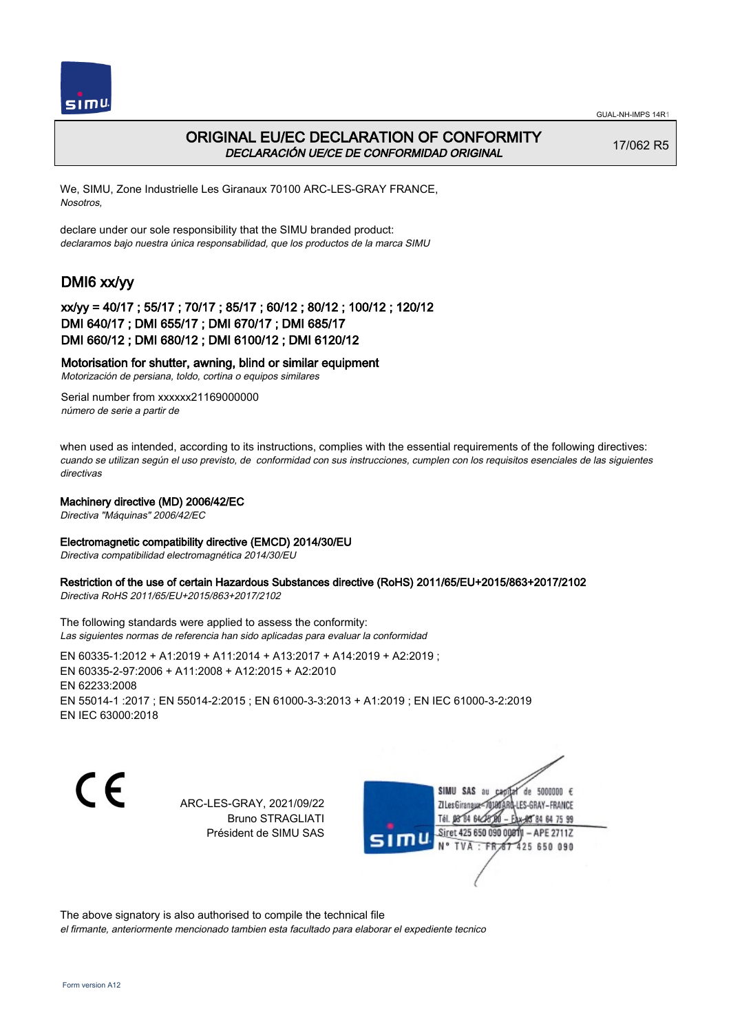GUAL-NH-IMPS 14R1

# ORIGINAL EU/EC DECLARATION OF CONFORMITY

*DECLARACIÓN UE/CE DE CONFORMIDAD ORIGINAL*

17/062 R5

We, SIMU, Zone Industrielle Les Giranaux 70100 ARC-LES-GRAY FRANCE,
*Nosotros,*

declare under our sole responsibility that the SIMU branded product:
*declaramos bajo nuestra única responsabilidad, que los productos de la marca SIMU*

## DMI6 xx/yy

### xx/yy = 40/17 ; 55/17 ; 70/17 ; 85/17 ; 60/12 ; 80/12 ; 100/12 ; 120/12
### DMI 640/17 ; DMI 655/17 ; DMI 670/17 ; DMI 685/17
### DMI 660/12 ; DMI 680/12 ; DMI 6100/12 ; DMI 6120/12

**Motorisation for shutter, awning, blind or similar equipment**
*Motorización de persiana, toldo, cortina o equipos similares*

Serial number from xxxxxx21169000000
*número de serie a partir de*

when used as intended, according to its instructions, complies with the essential requirements of the following directives:
*cuando se utilizan según el uso previsto, de conformidad con sus instrucciones, cumplen con los requisitos esenciales de las siguientes directivas*

**Machinery directive (MD) 2006/42/EC**
*Directiva "Máquinas" 2006/42/EC*

**Electromagnetic compatibility directive (EMCD) 2014/30/EU**
*Directiva compatibilidad electromagnética 2014/30/EU*

**Restriction of the use of certain Hazardous Substances directive (RoHS) 2011/65/EU+2015/863+2017/2102**
*Directiva RoHS 2011/65/EU+2015/863+2017/2102*

The following standards were applied to assess the conformity:
*Las siguientes normas de referencia han sido aplicadas para evaluar la conformidad*

EN 60335-1:2012 + A1:2019 + A11:2014 + A13:2017 + A14:2019 + A2:2019 ;
EN 60335-2-97:2006 + A11:2008 + A12:2015 + A2:2010
EN 62233:2008
EN 55014-1 :2017 ; EN 55014-2:2015 ; EN 61000-3-3:2013 + A1:2019 ; EN IEC 61000-3-2:2019
EN IEC 63000:2018

CE

ARC-LES-GRAY, 2021/09/22
Bruno STRAGLIATI
Président de SIMU SAS

SIMU SAS au capital de 5000000 €
ZI Les Giranaux - 70100 ARC-LES-GRAY - FRANCE
Tél. 03 84 64 75 00 - Fax 03 84 64 75 99
Siret 425 650 090 00011 - APE 2711Z
N° TVA : FR 87 425 650 090

The above signatory is also authorised to compile the technical file
*el firmante, anteriormente mencionado tambien esta facultado para elaborar el expediente tecnico*

Form version A12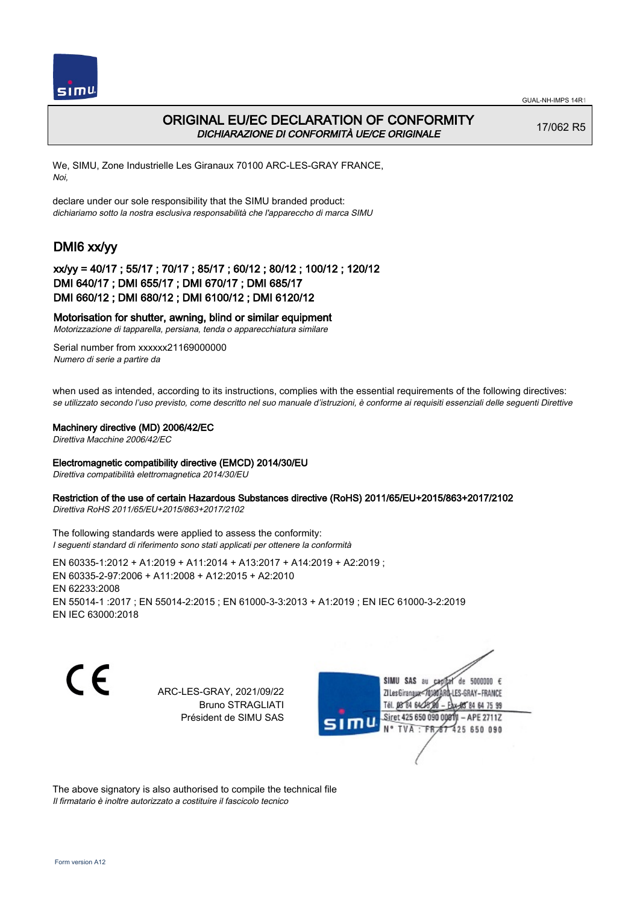# ORIGINAL EU/EC DECLARATION OF CONFORMITY

*DICHIARAZIONE DI CONFORMITÀ UE/CE ORIGINALE*

17/062 R5

We, SIMU, Zone Industrielle Les Giranaux 70100 ARC-LES-GRAY FRANCE,
*Noi,*

declare under our sole responsibility that the SIMU branded product:
*dichiariamo sotto la nostra esclusiva responsabilità che l'apparecchio di marca SIMU*

## DMI6 xx/yy

### xx/yy = 40/17 ; 55/17 ; 70/17 ; 85/17 ; 60/12 ; 80/12 ; 100/12 ; 120/12
### DMI 640/17 ; DMI 655/17 ; DMI 670/17 ; DMI 685/17
### DMI 660/12 ; DMI 680/12 ; DMI 6100/12 ; DMI 6120/12

**Motorisation for shutter, awning, blind or similar equipment**
*Motorizzazione di tapparella, persiana, tenda o apparecchiatura similare*

Serial number from xxxxxx21169000000
*Numero di serie a partire da*

when used as intended, according to its instructions, complies with the essential requirements of the following directives:
*se utilizzato secondo l'uso previsto, come descritto nel suo manuale d'istruzioni, è conforme ai requisiti essenziali delle seguenti Direttive*

**Machinery directive (MD) 2006/42/EC**
*Direttiva Macchine 2006/42/EC*

**Electromagnetic compatibility directive (EMCD) 2014/30/EU**
*Direttiva compatibilità elettromagnetica 2014/30/EU*

**Restriction of the use of certain Hazardous Substances directive (RoHS) 2011/65/EU+2015/863+2017/2102**
*Direttiva RoHS 2011/65/EU+2015/863+2017/2102*

The following standards were applied to assess the conformity:
*I seguenti standard di riferimento sono stati applicati per ottenere la conformità*

EN 60335-1:2012 + A1:2019 + A11:2014 + A13:2017 + A14:2019 + A2:2019 ;
EN 60335-2-97:2006 + A11:2008 + A12:2015 + A2:2010
EN 62233:2008
EN 55014-1 :2017 ; EN 55014-2:2015 ; EN 61000-3-3:2013 + A1:2019 ; EN IEC 61000-3-2:2019
EN IEC 63000:2018

CE

ARC-LES-GRAY, 2021/09/22
Bruno STRAGLIATI
Président de SIMU SAS

SIMU SAS au capital de 5000000 €
ZI Les Giranaux 70100 ARC-LES-GRAY-FRANCE
Tél. 03 84 64 75 00 – Fax 03 84 64 75 99
Siret 425 650 090 00011 – APE 2711Z
N° TVA : FR 87 425 650 090

The above signatory is also authorised to compile the technical file
*Il firmatario è inoltre autorizzato a costituire il fascicolo tecnico*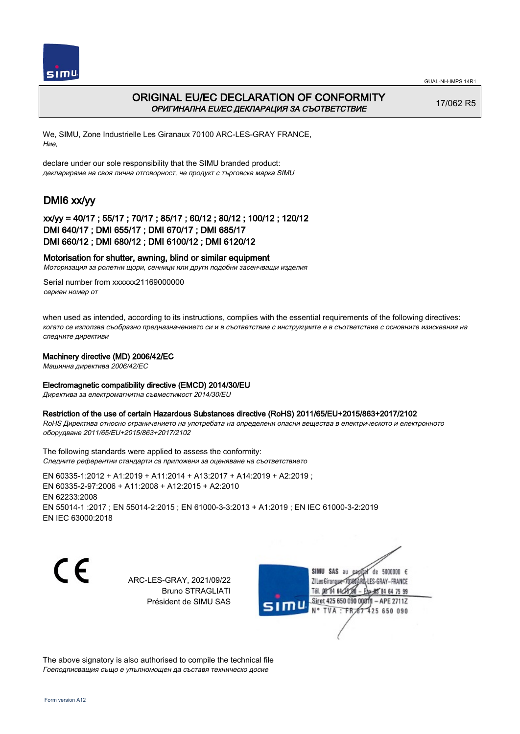# ORIGINAL EU/EC DECLARATION OF CONFORMITY
*ОРИГИНАЛНА EU/EC ДЕКЛАРАЦИЯ ЗА СЪОТВЕТСТВИЕ*

17/062 R5

We, SIMU, Zone Industrielle Les Giranaux 70100 ARC-LES-GRAY FRANCE,
*Ние,*

declare under our sole responsibility that the SIMU branded product:
*декларираме на своя лична отговорност, че продукт с търговска марка SIMU*

## DMI6 xx/yy

### xx/yy = 40/17 ; 55/17 ; 70/17 ; 85/17 ; 60/12 ; 80/12 ; 100/12 ; 120/12
### DMI 640/17 ; DMI 655/17 ; DMI 670/17 ; DMI 685/17
### DMI 660/12 ; DMI 680/12 ; DMI 6100/12 ; DMI 6120/12

**Motorisation for shutter, awning, blind or similar equipment**
*Моторизация за ролетни щори, сенници или други подобни засенчващи изделия*

Serial number from xxxxxx21169000000
*сериен номер от*

when used as intended, according to its instructions, complies with the essential requirements of the following directives:
*когато се използва съобразно предназначението си и в съответствие с инструкциите е в съответствие с основните изисквания на следните директиви*

**Machinery directive (MD) 2006/42/EC**
*Машинна директива 2006/42/EC*

**Electromagnetic compatibility directive (EMCD) 2014/30/EU**
*Директива за електромагнитна съвместимост 2014/30/EU*

**Restriction of the use of certain Hazardous Substances directive (RoHS) 2011/65/EU+2015/863+2017/2102**
*RoHS Директива относно ограничението на употребата на определени опасни вещества в електрическото и електронното оборудване 2011/65/EU+2015/863+2017/2102*

The following standards were applied to assess the conformity:
*Следните референтни стандарти са приложени за оценяване на съответствието*

EN 60335-1:2012 + A1:2019 + A11:2014 + A13:2017 + A14:2019 + A2:2019 ;
EN 60335-2-97:2006 + A11:2008 + A12:2015 + A2:2010
EN 62233:2008
EN 55014-1 :2017 ; EN 55014-2:2015 ; EN 61000-3-3:2013 + A1:2019 ; EN IEC 61000-3-2:2019
EN IEC 63000:2018

CE

ARC-LES-GRAY, 2021/09/22
Bruno STRAGLIATI
Président de SIMU SAS

SIMU SAS au capital de 5000000 €
ZI Les Giranaux 70100 ARC-LES-GRAY-FRANCE
Tél. 03 84 64 75 00 – Fax 03 84 64 75 99
Siret 425 650 090 00011 – APE 2711Z
N° TVA : FR 87 425 650 090

The above signatory is also authorised to compile the technical file
*Гоеподписващия също е упълномощен да съставя техническо досие*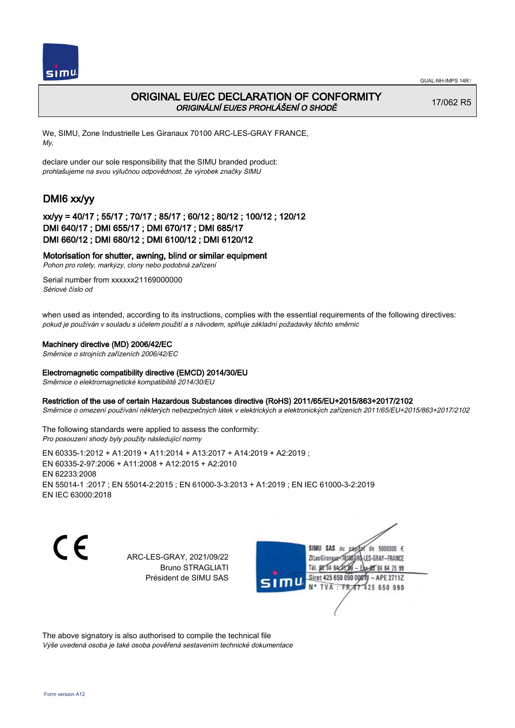GUAL-NH-IMPS 14R1

# ORIGINAL EU/EC DECLARATION OF CONFORMITY
*ORIGINÁLNÍ EU/ES PROHLÁŠENÍ O SHODĚ*

17/062 R5

We, SIMU, Zone Industrielle Les Giranaux 70100 ARC-LES-GRAY FRANCE,
*My,*

declare under our sole responsibility that the SIMU branded product:
*prohlašujeme na svou výlučnou odpovědnost, že výrobek značky SIMU*

## DMI6 xx/yy

### xx/yy = 40/17 ; 55/17 ; 70/17 ; 85/17 ; 60/12 ; 80/12 ; 100/12 ; 120/12
### DMI 640/17 ; DMI 655/17 ; DMI 670/17 ; DMI 685/17
### DMI 660/12 ; DMI 680/12 ; DMI 6100/12 ; DMI 6120/12

**Motorisation for shutter, awning, blind or similar equipment**
*Pohon pro rolety, markýzy, clony nebo podobná zařízení*

Serial number from xxxxxx21169000000
*Sériové číslo od*

when used as intended, according to its instructions, complies with the essential requirements of the following directives:
*pokud je používán v souladu s účelem použití a s návodem, splňuje základní požadavky těchto směrnic*

**Machinery directive (MD) 2006/42/EC**
*Směrnice o strojních zařízeních 2006/42/EC*

**Electromagnetic compatibility directive (EMCD) 2014/30/EU**
*Směrnice o elektromagnetické kompatibilitě 2014/30/EU*

**Restriction of the use of certain Hazardous Substances directive (RoHS) 2011/65/EU+2015/863+2017/2102**
*Směrnice o omezení používání některých nebezpečných látek v elektrických a elektronických zařízeních 2011/65/EU+2015/863+2017/2102*

The following standards were applied to assess the conformity:
*Pro posouzení shody byly použity následující normy*

EN 60335-1:2012 + A1:2019 + A11:2014 + A13:2017 + A14:2019 + A2:2019 ;
EN 60335-2-97:2006 + A11:2008 + A12:2015 + A2:2010
EN 62233:2008
EN 55014-1 :2017 ; EN 55014-2:2015 ; EN 61000-3-3:2013 + A1:2019 ; EN IEC 61000-3-2:2019
EN IEC 63000:2018

CE

ARC-LES-GRAY, 2021/09/22
Bruno STRAGLIATI
Président de SIMU SAS

SIMU SAS au capital de 5000000 €
ZI Les Giranaux 70100 ARC-LES-GRAY-FRANCE
Tél. 03 84 64 75 00 – Fax 03 84 64 75 99
Siret 425 650 090 00011 – APE 2711Z
N° TVA : FR 87 425 650 090

The above signatory is also authorised to compile the technical file
*Výše uvedená osoba je také osoba pověřená sestavením technické dokumentace*

Form version A12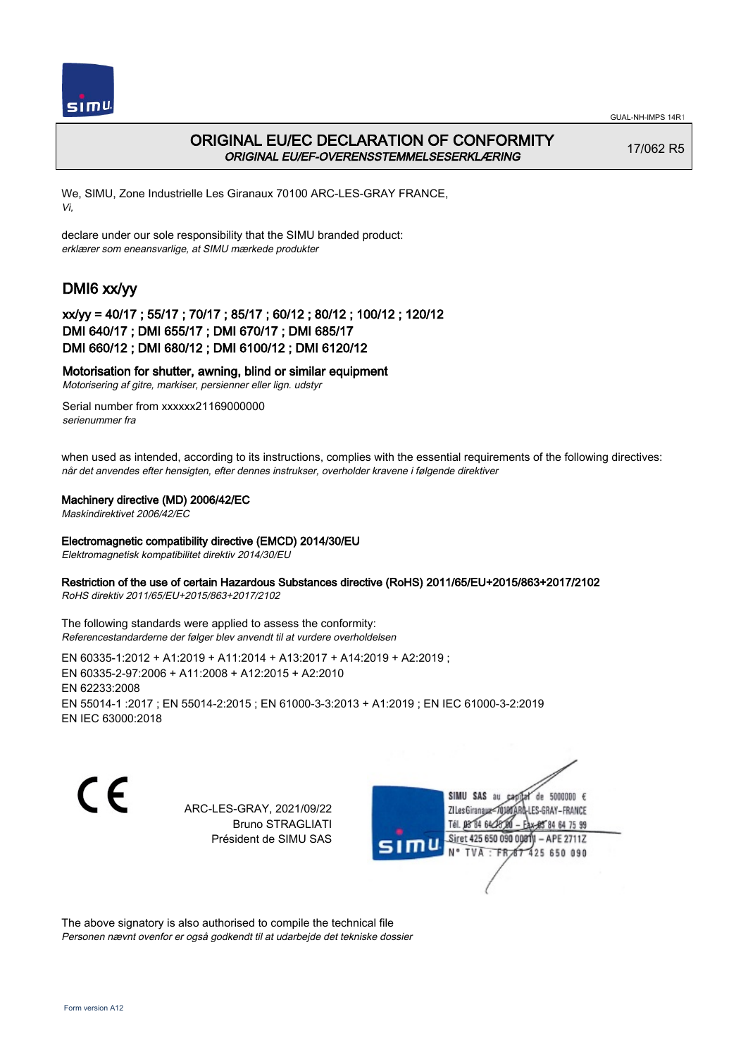# ORIGINAL EU/EC DECLARATION OF CONFORMITY

*ORIGINAL EU/EF-OVERENSSTEMMELSESERKLÆRING*

17/062 R5

We, SIMU, Zone Industrielle Les Giranaux 70100 ARC-LES-GRAY FRANCE,
*Vi,*

declare under our sole responsibility that the SIMU branded product:
*erklærer som eneansvarlige, at SIMU mærkede produkter*

## DMI6 xx/yy

### xx/yy = 40/17 ; 55/17 ; 70/17 ; 85/17 ; 60/12 ; 80/12 ; 100/12 ; 120/12
### DMI 640/17 ; DMI 655/17 ; DMI 670/17 ; DMI 685/17
### DMI 660/12 ; DMI 680/12 ; DMI 6100/12 ; DMI 6120/12

**Motorisation for shutter, awning, blind or similar equipment**
*Motorisering af gitre, markiser, persienner eller lign. udstyr*

Serial number from xxxxxx21169000000
*serienummer fra*

when used as intended, according to its instructions, complies with the essential requirements of the following directives:
*når det anvendes efter hensigten, efter dennes instrukser, overholder kravene i følgende direktiver*

**Machinery directive (MD) 2006/42/EC**
*Maskindirektivet 2006/42/EC*

**Electromagnetic compatibility directive (EMCD) 2014/30/EU**
*Elektromagnetisk kompatibilitet direktiv 2014/30/EU*

**Restriction of the use of certain Hazardous Substances directive (RoHS) 2011/65/EU+2015/863+2017/2102**
*RoHS direktiv 2011/65/EU+2015/863+2017/2102*

The following standards were applied to assess the conformity:
*Referencestandarderne der følger blev anvendt til at vurdere overholdelsen*

EN 60335-1:2012 + A1:2019 + A11:2014 + A13:2017 + A14:2019 + A2:2019 ;
EN 60335-2-97:2006 + A11:2008 + A12:2015 + A2:2010
EN 62233:2008
EN 55014-1 :2017 ; EN 55014-2:2015 ; EN 61000-3-3:2013 + A1:2019 ; EN IEC 61000-3-2:2019
EN IEC 63000:2018

CE

ARC-LES-GRAY, 2021/09/22
Bruno STRAGLIATI
Président de SIMU SAS

SIMU SAS au capital de 5000000 €
ZI Les Giranaux 70100 ARC-LES-GRAY-FRANCE
Tél. 03 84 64 75 00 – Fax 03 84 64 75 99
Siret 425 650 090 00011 – APE 2711Z
N° TVA : FR 87 425 650 090

The above signatory is also authorised to compile the technical file
*Personen nævnt ovenfor er også godkendt til at udarbejde det tekniske dossier*

Form version A12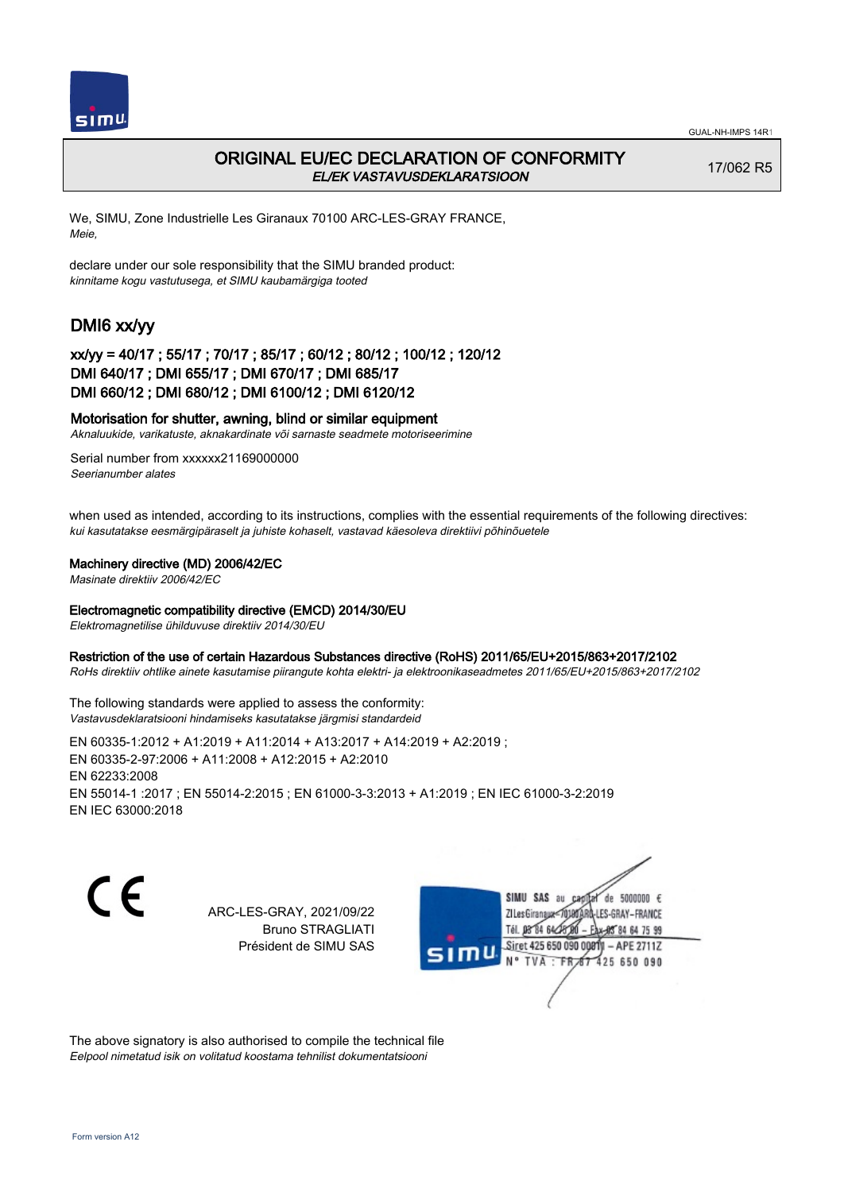# ORIGINAL EU/EC DECLARATION OF CONFORMITY

*EL/EK VASTAVUSDEKLARATSIOON*

17/062 R5

We, SIMU, Zone Industrielle Les Giranaux 70100 ARC-LES-GRAY FRANCE,
*Meie,*

declare under our sole responsibility that the SIMU branded product:
*kinnitame kogu vastutusega, et SIMU kaubamärgiga tooted*

## DMI6 xx/yy

### xx/yy = 40/17 ; 55/17 ; 70/17 ; 85/17 ; 60/12 ; 80/12 ; 100/12 ; 120/12
### DMI 640/17 ; DMI 655/17 ; DMI 670/17 ; DMI 685/17
### DMI 660/12 ; DMI 680/12 ; DMI 6100/12 ; DMI 6120/12

**Motorisation for shutter, awning, blind or similar equipment**
*Aknaluukide, varikatuste, aknakardinate või sarnaste seadmete motoriseerimine*

Serial number from xxxxxx21169000000
*Seerianumber alates*

when used as intended, according to its instructions, complies with the essential requirements of the following directives:
*kui kasutatakse eesmärgipäraselt ja juhiste kohaselt, vastavad käesoleva direktiivi põhinõuetele*

**Machinery directive (MD) 2006/42/EC**
*Masinate direktiiv 2006/42/EC*

**Electromagnetic compatibility directive (EMCD) 2014/30/EU**
*Elektromagnetilise ühilduvuse direktiiv 2014/30/EU*

**Restriction of the use of certain Hazardous Substances directive (RoHS) 2011/65/EU+2015/863+2017/2102**
*RoHs direktiiv ohtlike ainete kasutamise piirangute kohta elektri- ja elektroonikaseadmetes 2011/65/EU+2015/863+2017/2102*

The following standards were applied to assess the conformity:
*Vastavusdeklaratsiooni hindamiseks kasutatakse järgmisi standardeid*

EN 60335-1:2012 + A1:2019 + A11:2014 + A13:2017 + A14:2019 + A2:2019 ;
EN 60335-2-97:2006 + A11:2008 + A12:2015 + A2:2010
EN 62233:2008
EN 55014-1 :2017 ; EN 55014-2:2015 ; EN 61000-3-3:2013 + A1:2019 ; EN IEC 61000-3-2:2019
EN IEC 63000:2018

CE

ARC-LES-GRAY, 2021/09/22
Bruno STRAGLIATI
Président de SIMU SAS

SIMU SAS au capital de 5000000 €
ZI Les Giranaux 70100 ARC-LES-GRAY-FRANCE
Tél. 03 84 64 75 00 – Fax 03 84 64 75 99
Siret 425 650 090 00011 – APE 2711Z
N° TVA : FR 87 425 650 090

The above signatory is also authorised to compile the technical file
*Eelpool nimetatud isik on volitatud koostama tehnilist dokumentatsiooni*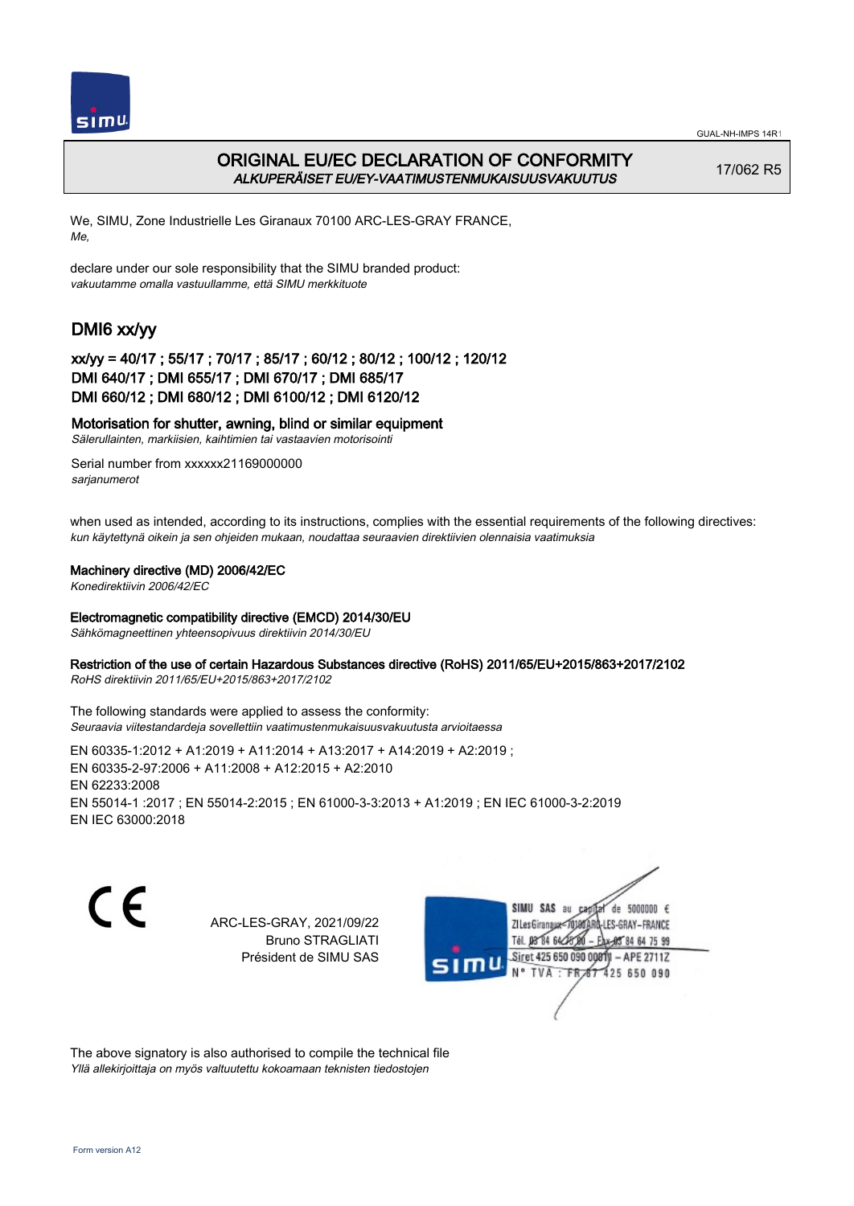GUAL-NH-IMPS 14R1

# ORIGINAL EU/EC DECLARATION OF CONFORMITY
*ALKUPERÄISET EU/EY-VAATIMUSTENMUKAISUUSVAKUUTUS*

17/062 R5

We, SIMU, Zone Industrielle Les Giranaux 70100 ARC-LES-GRAY FRANCE,
*Me,*

declare under our sole responsibility that the SIMU branded product:
*vakuutamme omalla vastuullamme, että SIMU merkkituote*

## DMI6 xx/yy

### xx/yy = 40/17 ; 55/17 ; 70/17 ; 85/17 ; 60/12 ; 80/12 ; 100/12 ; 120/12
### DMI 640/17 ; DMI 655/17 ; DMI 670/17 ; DMI 685/17
### DMI 660/12 ; DMI 680/12 ; DMI 6100/12 ; DMI 6120/12

**Motorisation for shutter, awning, blind or similar equipment**
*Sälerullainten, markiisien, kaihtimien tai vastaavien motorisointi*

Serial number from xxxxxx21169000000
*sarjanumerot*

when used as intended, according to its instructions, complies with the essential requirements of the following directives:
*kun käytettynä oikein ja sen ohjeiden mukaan, noudattaa seuraavien direktiivien olennaisia vaatimuksia*

**Machinery directive (MD) 2006/42/EC**
*Konedirektiivin 2006/42/EC*

**Electromagnetic compatibility directive (EMCD) 2014/30/EU**
*Sähkömagneettinen yhteensopivuus direktiivin 2014/30/EU*

**Restriction of the use of certain Hazardous Substances directive (RoHS) 2011/65/EU+2015/863+2017/2102**
*RoHS direktiivin 2011/65/EU+2015/863+2017/2102*

The following standards were applied to assess the conformity:
*Seuraavia viitestandardeja sovellettiin vaatimustenmukaisuusvakuutusta arvioitaessa*

EN 60335-1:2012 + A1:2019 + A11:2014 + A13:2017 + A14:2019 + A2:2019 ;
EN 60335-2-97:2006 + A11:2008 + A12:2015 + A2:2010
EN 62233:2008
EN 55014-1 :2017 ; EN 55014-2:2015 ; EN 61000-3-3:2013 + A1:2019 ; EN IEC 61000-3-2:2019
EN IEC 63000:2018

CE

ARC-LES-GRAY, 2021/09/22
Bruno STRAGLIATI
Président de SIMU SAS

SIMU SAS au capital de 5000000 €
ZI Les Giranaux 70100 ARC-LES-GRAY-FRANCE
Tél. 03 84 64 75 00 – Fax 03 84 64 75 99
Siret 425 650 090 00011 – APE 2711Z
N° TVA : FR 87 425 650 090

The above signatory is also authorised to compile the technical file
*Yllä allekirjoittaja on myös valtuutettu kokoamaan teknisten tiedostojen*

Form version A12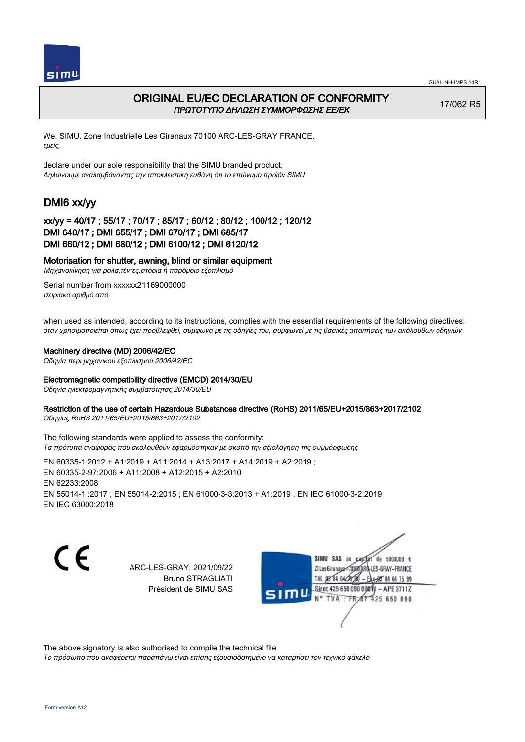# ORIGINAL EU/EC DECLARATION OF CONFORMITY
*ΠΡΩΤΟΤΥΠΟ ΔΗΛΩΣΗ ΣΥΜΜΟΡΦΩΣΗΣ ΕΕ/ΕΚ*

17/062 R5

We, SIMU, Zone Industrielle Les Giranaux 70100 ARC-LES-GRAY FRANCE,
*εμείς,*

declare under our sole responsibility that the SIMU branded product:
*Δηλώνουμε αναλαμβάνοντας την αποκλειστική ευθύνη ότι το επώνυμο προϊόν SIMU*

## DMI6 xx/yy

### xx/yy = 40/17 ; 55/17 ; 70/17 ; 85/17 ; 60/12 ; 80/12 ; 100/12 ; 120/12
### DMI 640/17 ; DMI 655/17 ; DMI 670/17 ; DMI 685/17
### DMI 660/12 ; DMI 680/12 ; DMI 6100/12 ; DMI 6120/12

**Motorisation for shutter, awning, blind or similar equipment**
*Μηχανοκίνηση για ρολα,τέντες,στόρια ή παρόμοιο εξοπλισμό*

Serial number from xxxxxx21169000000
*σειριακό αριθμό από*

when used as intended, according to its instructions, complies with the essential requirements of the following directives:
*όταν χρησιμοποιείται όπως έχει προβλεφθεί, σύμφωνα με τις οδηγίες του, συμφωνεί με τις βασικές απαιτήσεις των ακόλουθων οδηγιών*

**Machinery directive (MD) 2006/42/EC**
*Οδηγία περι μηχανικού εξοπλισμού 2006/42/EC*

**Electromagnetic compatibility directive (EMCD) 2014/30/EU**
*Οδηγία ηλεκτρομαγνητικής συμβατότητας 2014/30/EU*

**Restriction of the use of certain Hazardous Substances directive (RoHS) 2011/65/EU+2015/863+2017/2102**
*Οδηγίας RoHS 2011/65/EU+2015/863+2017/2102*

The following standards were applied to assess the conformity:
*Τα πρότυπα αναφοράς που ακολουθούν εφαρμόστηκαν με σκοπό την αξιολόγηση της συμμόρφωσης*

EN 60335-1:2012 + A1:2019 + A11:2014 + A13:2017 + A14:2019 + A2:2019 ;
EN 60335-2-97:2006 + A11:2008 + A12:2015 + A2:2010
EN 62233:2008
EN 55014-1 :2017 ; EN 55014-2:2015 ; EN 61000-3-3:2013 + A1:2019 ; EN IEC 61000-3-2:2019
EN IEC 63000:2018

CE

ARC-LES-GRAY, 2021/09/22
Bruno STRAGLIATI
Président de SIMU SAS

SIMU SAS au capital de 5000000 €
ZI Les Giranaux 70100 ARC-LES-GRAY-FRANCE
Tél. 03 84 64 75 00 – Fax 03 84 64 75 99
Siret 425 650 090 00011 – APE 2711Z
N° TVA : FR 87 425 650 090

The above signatory is also authorised to compile the technical file
*Το πρόσωπο που αναφέρεται παραπάνω είναι επίσης εξουσιοδοτημένο να καταρτίσει τον τεχνικό φάκελο*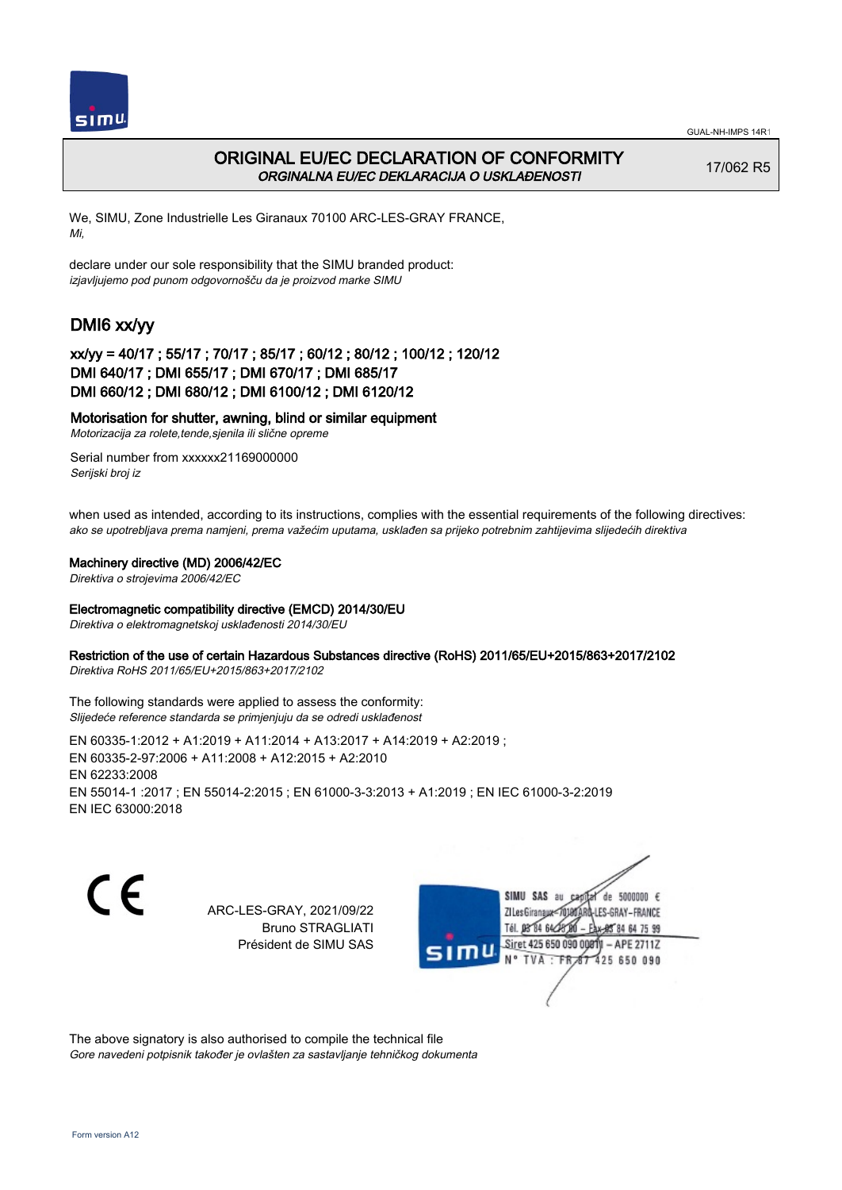# ORIGINAL EU/EC DECLARATION OF CONFORMITY
*ORGINALNA EU/EC DEKLARACIJA O USKLAĐENOSTI*

17/062 R5

We, SIMU, Zone Industrielle Les Giranaux 70100 ARC-LES-GRAY FRANCE,
*Mi,*

declare under our sole responsibility that the SIMU branded product:
*izjavljujemo pod punom odgovornošču da je proizvod marke SIMU*

## DMI6 xx/yy

### xx/yy = 40/17 ; 55/17 ; 70/17 ; 85/17 ; 60/12 ; 80/12 ; 100/12 ; 120/12
### DMI 640/17 ; DMI 655/17 ; DMI 670/17 ; DMI 685/17
### DMI 660/12 ; DMI 680/12 ; DMI 6100/12 ; DMI 6120/12

**Motorisation for shutter, awning, blind or similar equipment**
*Motorizacija za rolete,tende,sjenila ili slične opreme*

Serial number from xxxxxx21169000000
*Serijski broj iz*

when used as intended, according to its instructions, complies with the essential requirements of the following directives:
*ako se upotrebljava prema namjeni, prema važećim uputama, usklađen sa prijeko potrebnim zahtijevima slijedećih direktiva*

**Machinery directive (MD) 2006/42/EC**
*Direktiva o strojevima 2006/42/EC*

**Electromagnetic compatibility directive (EMCD) 2014/30/EU**
*Direktiva o elektromagnetskoj usklađenosti 2014/30/EU*

**Restriction of the use of certain Hazardous Substances directive (RoHS) 2011/65/EU+2015/863+2017/2102**
*Direktiva RoHS 2011/65/EU+2015/863+2017/2102*

The following standards were applied to assess the conformity:
*Slijedeće reference standarda se primjenjuju da se odredi usklađenost*

EN 60335-1:2012 + A1:2019 + A11:2014 + A13:2017 + A14:2019 + A2:2019 ;
EN 60335-2-97:2006 + A11:2008 + A12:2015 + A2:2010
EN 62233:2008
EN 55014-1 :2017 ; EN 55014-2:2015 ; EN 61000-3-3:2013 + A1:2019 ; EN IEC 61000-3-2:2019
EN IEC 63000:2018

ARC-LES-GRAY, 2021/09/22
Bruno STRAGLIATI
Président de SIMU SAS

SIMU SAS au capital de 5000000 €
ZI Les Giranaux 70100 ARC-LES-GRAY-FRANCE
Tél. 03 84 64 75 00 – Fax 03 84 64 75 99
Siret 425 650 090 00011 – APE 2711Z
N° TVA : FR 87 425 650 090

The above signatory is also authorised to compile the technical file
*Gore navedeni potpisnik također je ovlašten za sastavljanje tehničkog dokumenta*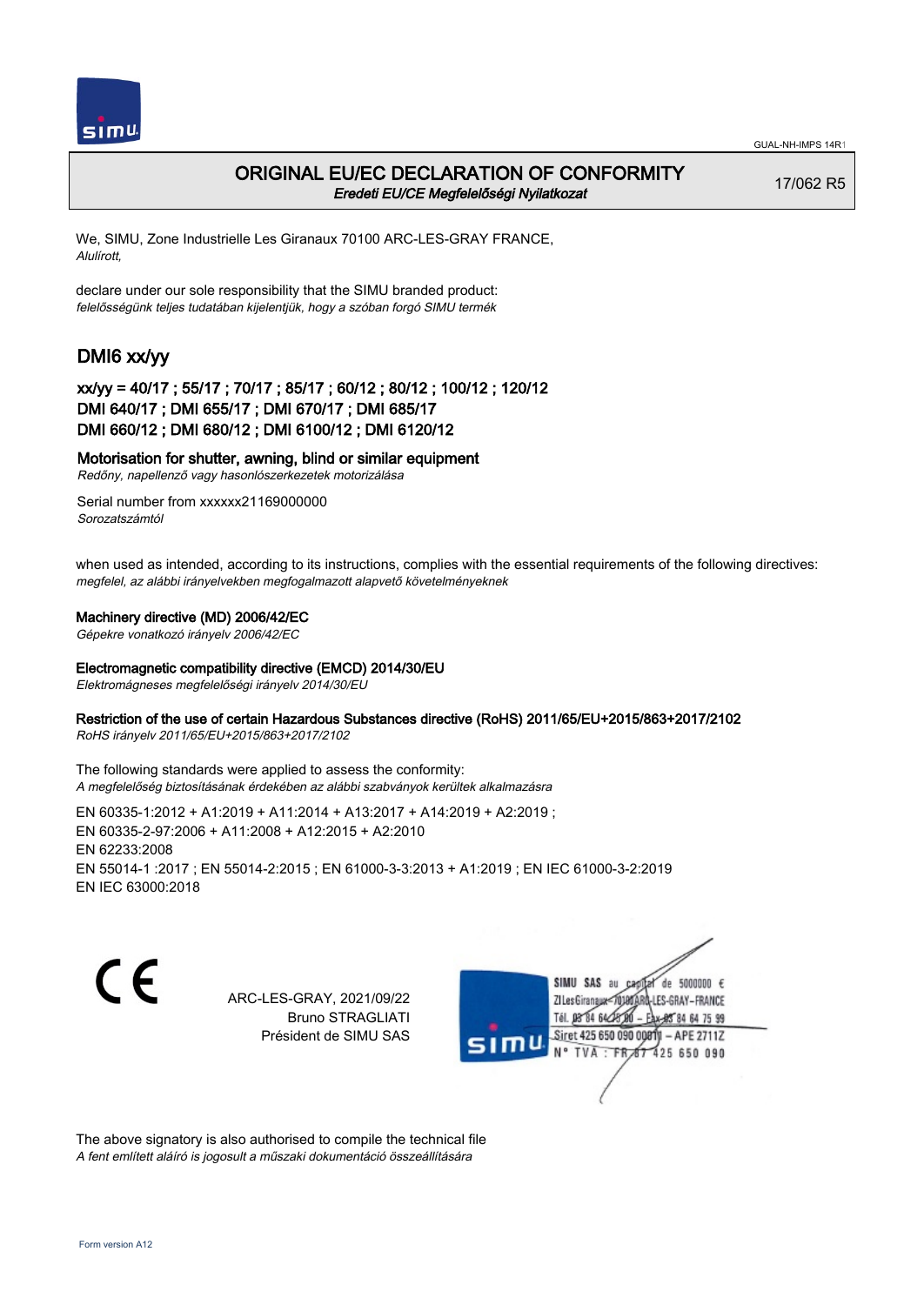GUAL-NH-IMPS 14R1

# ORIGINAL EU/EC DECLARATION OF CONFORMITY

*Eredeti EU/CE Megfelelőségi Nyilatkozat*

17/062 R5

We, SIMU, Zone Industrielle Les Giranaux 70100 ARC-LES-GRAY FRANCE,
*Alulírott,*

declare under our sole responsibility that the SIMU branded product:
*felelősségünk teljes tudatában kijelentjük, hogy a szóban forgó SIMU termék*

## DMI6 xx/yy

### xx/yy = 40/17 ; 55/17 ; 70/17 ; 85/17 ; 60/12 ; 80/12 ; 100/12 ; 120/12
### DMI 640/17 ; DMI 655/17 ; DMI 670/17 ; DMI 685/17
### DMI 660/12 ; DMI 680/12 ; DMI 6100/12 ; DMI 6120/12

**Motorisation for shutter, awning, blind or similar equipment**
*Redőny, napellenző vagy hasonlószerkezetek motorizálása*

Serial number from xxxxxx21169000000
*Sorozatszámtól*

when used as intended, according to its instructions, complies with the essential requirements of the following directives:
*megfelel, az alábbi irányelvekben megfogalmazott alapvető követelményeknek*

**Machinery directive (MD) 2006/42/EC**
*Gépekre vonatkozó irányelv 2006/42/EC*

**Electromagnetic compatibility directive (EMCD) 2014/30/EU**
*Elektromágneses megfelelőségi irányelv 2014/30/EU*

**Restriction of the use of certain Hazardous Substances directive (RoHS) 2011/65/EU+2015/863+2017/2102**
*RoHS irányelv 2011/65/EU+2015/863+2017/2102*

The following standards were applied to assess the conformity:
*A megfelelőség biztosításának érdekében az alábbi szabványok kerültek alkalmazásra*

EN 60335-1:2012 + A1:2019 + A11:2014 + A13:2017 + A14:2019 + A2:2019 ;
EN 60335-2-97:2006 + A11:2008 + A12:2015 + A2:2010
EN 62233:2008
EN 55014-1 :2017 ; EN 55014-2:2015 ; EN 61000-3-3:2013 + A1:2019 ; EN IEC 61000-3-2:2019
EN IEC 63000:2018

CE

ARC-LES-GRAY, 2021/09/22
Bruno STRAGLIATI
Président de SIMU SAS

SIMU SAS au capital de 5000000 €
ZI Les Giranaux 70100 ARC-LES-GRAY-FRANCE
Tél. 03 84 64 75 00 – Fax 03 84 64 75 99
Siret 425 650 090 00011 – APE 2711Z
N° TVA : FR 87 425 650 090

The above signatory is also authorised to compile the technical file
*A fent említett aláíró is jogosult a műszaki dokumentáció összeállítására*

Form version A12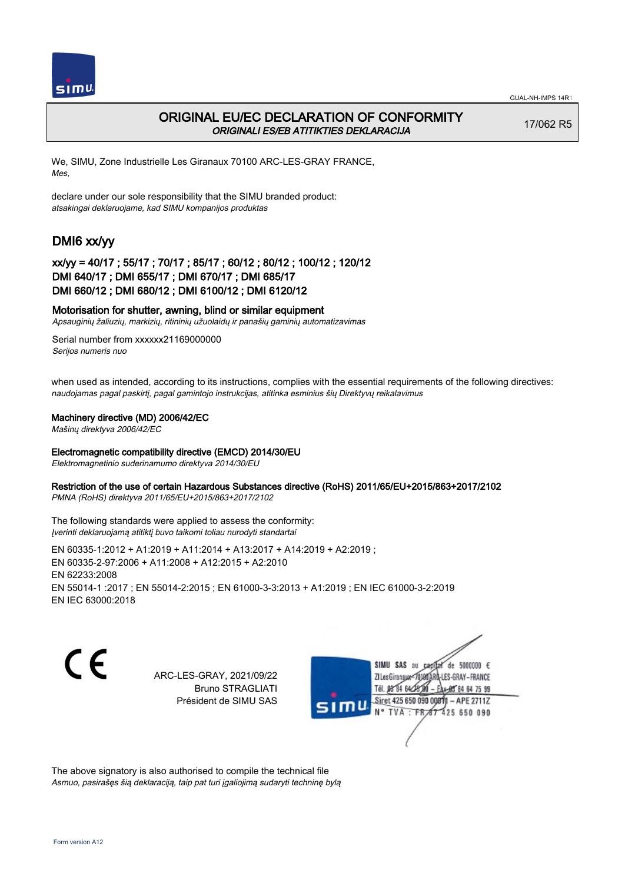# ORIGINAL EU/EC DECLARATION OF CONFORMITY

*ORIGINALI ES/EB ATITIKTIES DEKLARACIJA*

17/062 R5

We, SIMU, Zone Industrielle Les Giranaux 70100 ARC-LES-GRAY FRANCE,
*Mes,*

declare under our sole responsibility that the SIMU branded product:
*atsakingai deklaruojame, kad SIMU kompanijos produktas*

## DMI6 xx/yy

### xx/yy = 40/17 ; 55/17 ; 70/17 ; 85/17 ; 60/12 ; 80/12 ; 100/12 ; 120/12
### DMI 640/17 ; DMI 655/17 ; DMI 670/17 ; DMI 685/17
### DMI 660/12 ; DMI 680/12 ; DMI 6100/12 ; DMI 6120/12

**Motorisation for shutter, awning, blind or similar equipment**
*Apsauginių žaliuzių, markizių, ritininių užuolaidų ir panašių gaminių automatizavimas*

Serial number from xxxxxx21169000000
*Serijos numeris nuo*

when used as intended, according to its instructions, complies with the essential requirements of the following directives:
*naudojamas pagal paskirtį, pagal gamintojo instrukcijas, atitinka esminius šių Direktyvų reikalavimus*

**Machinery directive (MD) 2006/42/EC**
*Mašinų direktyva 2006/42/EC*

**Electromagnetic compatibility directive (EMCD) 2014/30/EU**
*Elektromagnetinio suderinamumo direktyva 2014/30/EU*

**Restriction of the use of certain Hazardous Substances directive (RoHS) 2011/65/EU+2015/863+2017/2102**
*PMNA (RoHS) direktyva 2011/65/EU+2015/863+2017/2102*

The following standards were applied to assess the conformity:
*Įverinti deklaruojamą atitiktį buvo taikomi toliau nurodyti standartai*

EN 60335-1:2012 + A1:2019 + A11:2014 + A13:2017 + A14:2019 + A2:2019 ;
EN 60335-2-97:2006 + A11:2008 + A12:2015 + A2:2010
EN 62233:2008
EN 55014-1 :2017 ; EN 55014-2:2015 ; EN 61000-3-3:2013 + A1:2019 ; EN IEC 61000-3-2:2019
EN IEC 63000:2018

CE

ARC-LES-GRAY, 2021/09/22
Bruno STRAGLIATI
Président de SIMU SAS

SIMU SAS au capital de 5000000 €
ZI Les Giranaux 70100 ARC-LES-GRAY-FRANCE
Tél. 03 84 64 75 00 – Fax 03 84 64 75 99
Siret 425 650 090 00011 – APE 2711Z
N° TVA : FR 87 425 650 090

The above signatory is also authorised to compile the technical file
*Asmuo, pasirašęs šią deklaraciją, taip pat turi įgaliojimą sudaryti techninę bylą*

Form version A12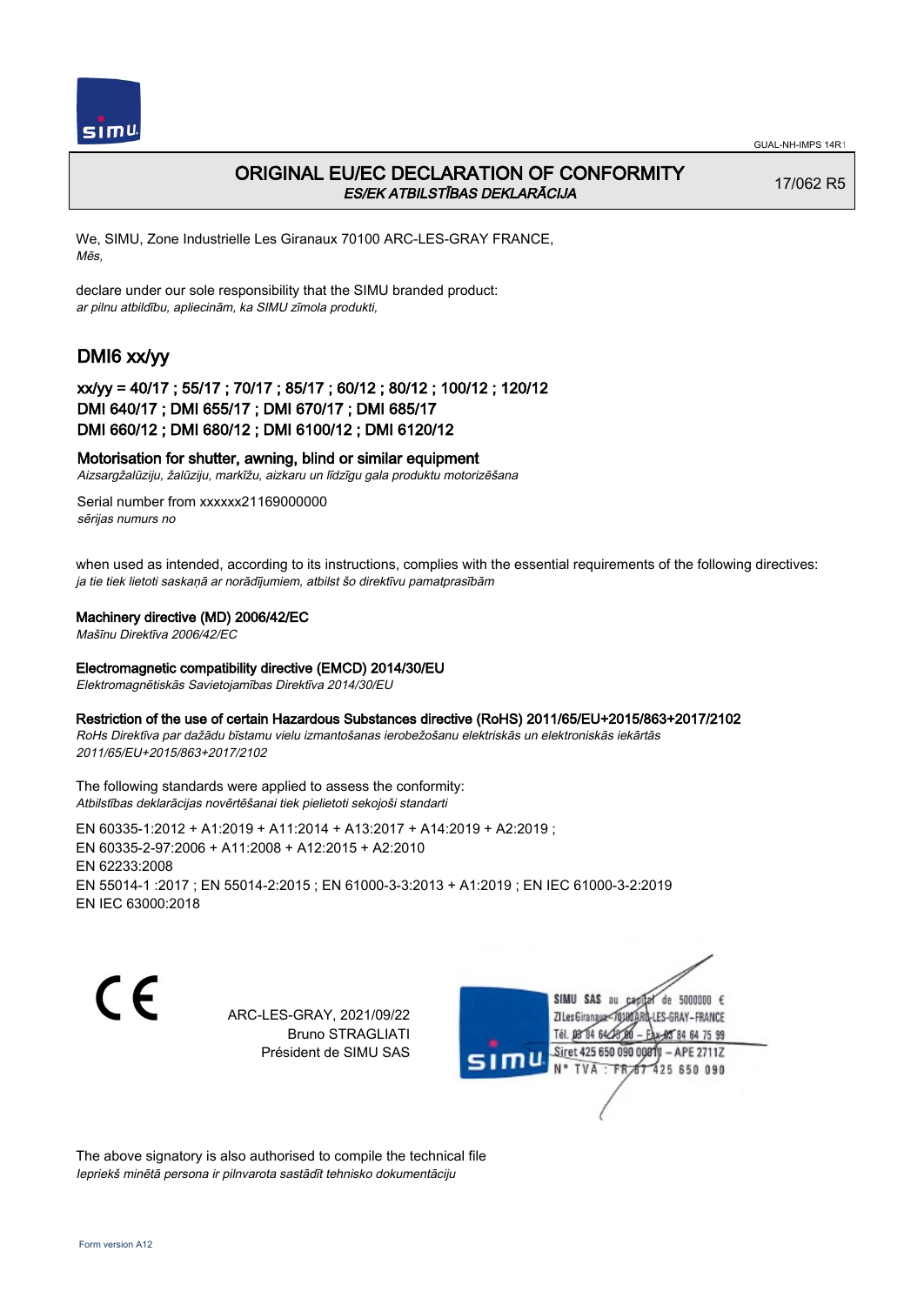# ORIGINAL EU/EC DECLARATION OF CONFORMITY

*ES/EK ATBILSTĪBAS DEKLARĀCIJA*

17/062 R5

We, SIMU, Zone Industrielle Les Giranaux 70100 ARC-LES-GRAY FRANCE,
*Mēs,*

declare under our sole responsibility that the SIMU branded product:
*ar pilnu atbildību, apliecinām, ka SIMU zīmola produkti,*

## DMI6 xx/yy

### xx/yy = 40/17 ; 55/17 ; 70/17 ; 85/17 ; 60/12 ; 80/12 ; 100/12 ; 120/12
### DMI 640/17 ; DMI 655/17 ; DMI 670/17 ; DMI 685/17
### DMI 660/12 ; DMI 680/12 ; DMI 6100/12 ; DMI 6120/12

**Motorisation for shutter, awning, blind or similar equipment**
*Aizsargžalūziju, žalūziju, markīžu, aizkaru un līdzīgu gala produktu motorizēšana*

Serial number from xxxxxx21169000000
*sērijas numurs no*

when used as intended, according to its instructions, complies with the essential requirements of the following directives:
*ja tie tiek lietoti saskaņā ar norādījumiem, atbilst šo direktīvu pamatprasībām*

**Machinery directive (MD) 2006/42/EC**
*Mašīnu Direktīva 2006/42/EC*

**Electromagnetic compatibility directive (EMCD) 2014/30/EU**
*Elektromagnētiskās Savietojamības Direktīva 2014/30/EU*

**Restriction of the use of certain Hazardous Substances directive (RoHS) 2011/65/EU+2015/863+2017/2102**
*RoHs Direktīva par dažādu bīstamu vielu izmantošanas ierobežošanu elektriskās un elektroniskās iekārtās 2011/65/EU+2015/863+2017/2102*

The following standards were applied to assess the conformity:
*Atbilstības deklarācijas novērtēšanai tiek pielietoti sekojoši standarti*

EN 60335-1:2012 + A1:2019 + A11:2014 + A13:2017 + A14:2019 + A2:2019 ;
EN 60335-2-97:2006 + A11:2008 + A12:2015 + A2:2010
EN 62233:2008
EN 55014-1 :2017 ; EN 55014-2:2015 ; EN 61000-3-3:2013 + A1:2019 ; EN IEC 61000-3-2:2019
EN IEC 63000:2018

CE

ARC-LES-GRAY, 2021/09/22
Bruno STRAGLIATI
Président de SIMU SAS

SIMU SAS au capital de 5000000 €
ZI Les Giranaux 70100 ARC-LES-GRAY-FRANCE
Tél. 03 84 64 75 00 – Fax 03 84 64 75 99
Siret 425 650 090 00011 – APE 2711Z
N° TVA : FR87 425 650 090

The above signatory is also authorised to compile the technical file
*Iepriekš minētā persona ir pilnvarota sastādīt tehnisko dokumentāciju*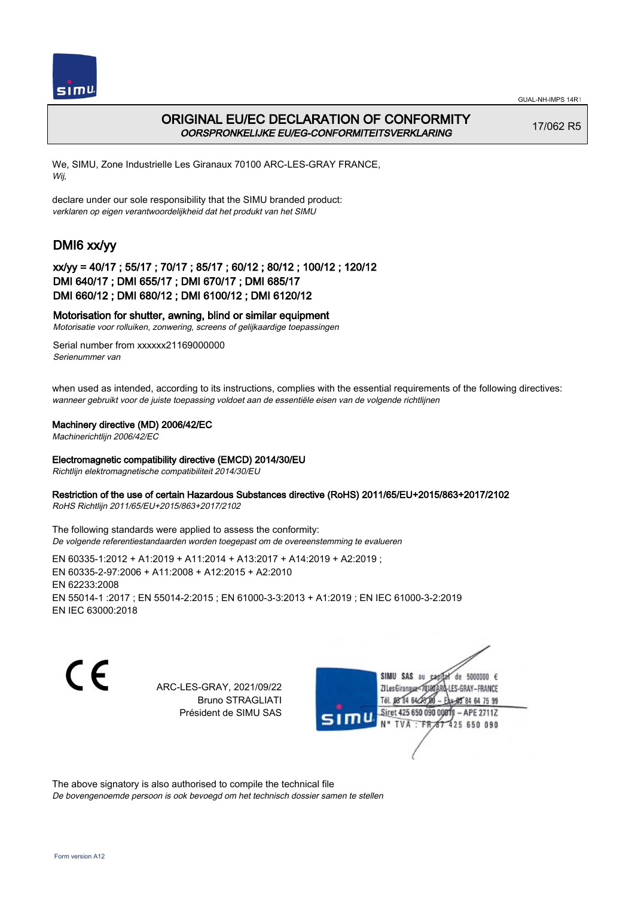# ORIGINAL EU/EC DECLARATION OF CONFORMITY

*OORSPRONKELIJKE EU/EG-CONFORMITEITSVERKLARING*

17/062 R5

We, SIMU, Zone Industrielle Les Giranaux 70100 ARC-LES-GRAY FRANCE,
*Wij,*

declare under our sole responsibility that the SIMU branded product:
*verklaren op eigen verantwoordelijkheid dat het produkt van het SIMU*

## DMI6 xx/yy

### xx/yy = 40/17 ; 55/17 ; 70/17 ; 85/17 ; 60/12 ; 80/12 ; 100/12 ; 120/12
### DMI 640/17 ; DMI 655/17 ; DMI 670/17 ; DMI 685/17
### DMI 660/12 ; DMI 680/12 ; DMI 6100/12 ; DMI 6120/12

**Motorisation for shutter, awning, blind or similar equipment**
*Motorisatie voor rolluiken, zonwering, screens of gelijkaardige toepassingen*

Serial number from xxxxxx21169000000
*Serienummer van*

when used as intended, according to its instructions, complies with the essential requirements of the following directives:
*wanneer gebruikt voor de juiste toepassing voldoet aan de essentiële eisen van de volgende richtlijnen*

**Machinery directive (MD) 2006/42/EC**
*Machinerichtlijn 2006/42/EC*

**Electromagnetic compatibility directive (EMCD) 2014/30/EU**
*Richtlijn elektromagnetische compatibiliteit 2014/30/EU*

**Restriction of the use of certain Hazardous Substances directive (RoHS) 2011/65/EU+2015/863+2017/2102**
*RoHS Richtlijn 2011/65/EU+2015/863+2017/2102*

The following standards were applied to assess the conformity:
*De volgende referentiestandaarden worden toegepast om de overeenstemming te evalueren*

EN 60335-1:2012 + A1:2019 + A11:2014 + A13:2017 + A14:2019 + A2:2019 ;
EN 60335-2-97:2006 + A11:2008 + A12:2015 + A2:2010
EN 62233:2008
EN 55014-1 :2017 ; EN 55014-2:2015 ; EN 61000-3-3:2013 + A1:2019 ; EN IEC 61000-3-2:2019
EN IEC 63000:2018

CE

ARC-LES-GRAY, 2021/09/22
Bruno STRAGLIATI
Président de SIMU SAS

SIMU SAS au capital de 5000000 €
ZI Les Giranaux 70100 ARC-LES-GRAY-FRANCE
Tél. 03 84 64 28 00 – Fax 03 84 64 75 99
Siret 425 650 090 00011 – APE 2711Z
N° TVA : FR 87 425 650 090

The above signatory is also authorised to compile the technical file
*De bovengenoemde persoon is ook bevoegd om het technisch dossier samen te stellen*

Form version A12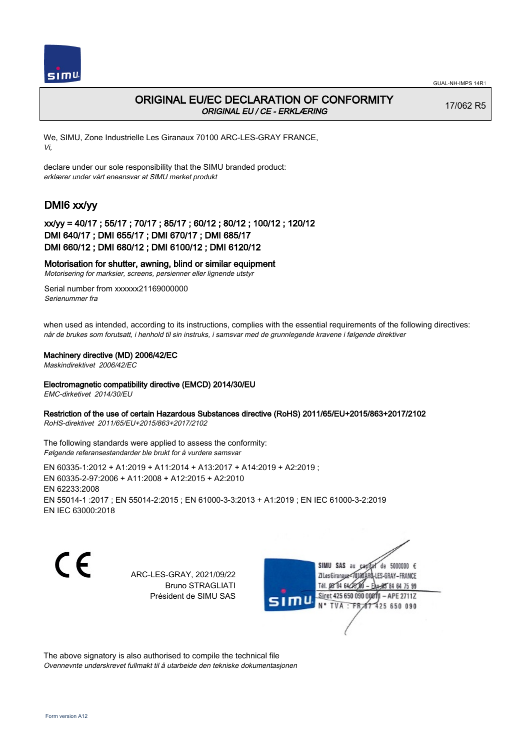GUAL-NH-IMPS 14R1

# ORIGINAL EU/EC DECLARATION OF CONFORMITY

*ORIGINAL EU / CE - ERKLÆRING*

17/062 R5

We, SIMU, Zone Industrielle Les Giranaux 70100 ARC-LES-GRAY FRANCE,
*Vi,*

declare under our sole responsibility that the SIMU branded product:
*erklærer under vårt eneansvar at SIMU merket produkt*

## DMI6 xx/yy

### xx/yy = 40/17 ; 55/17 ; 70/17 ; 85/17 ; 60/12 ; 80/12 ; 100/12 ; 120/12
### DMI 640/17 ; DMI 655/17 ; DMI 670/17 ; DMI 685/17
### DMI 660/12 ; DMI 680/12 ; DMI 6100/12 ; DMI 6120/12

**Motorisation for shutter, awning, blind or similar equipment**
*Motorisering for marksier, screens, persienner eller lignende utstyr*

Serial number from xxxxxx21169000000
*Serienummer fra*

when used as intended, according to its instructions, complies with the essential requirements of the following directives:
*når de brukes som forutsatt, i henhold til sin instruks, i samsvar med de grunnlegende kravene i følgende direktiver*

**Machinery directive (MD) 2006/42/EC**
*Maskindirektivet 2006/42/EC*

**Electromagnetic compatibility directive (EMCD) 2014/30/EU**
*EMC-dirketivet 2014/30/EU*

**Restriction of the use of certain Hazardous Substances directive (RoHS) 2011/65/EU+2015/863+2017/2102**
*RoHS-direktivet 2011/65/EU+2015/863+2017/2102*

The following standards were applied to assess the conformity:
*Følgende referansestandarder ble brukt for å vurdere samsvar*

EN 60335-1:2012 + A1:2019 + A11:2014 + A13:2017 + A14:2019 + A2:2019 ;
EN 60335-2-97:2006 + A11:2008 + A12:2015 + A2:2010
EN 62233:2008
EN 55014-1 :2017 ; EN 55014-2:2015 ; EN 61000-3-3:2013 + A1:2019 ; EN IEC 61000-3-2:2019
EN IEC 63000:2018

CE

ARC-LES-GRAY, 2021/09/22
Bruno STRAGLIATI
Président de SIMU SAS

SIMU SAS au capital de 5000000 €
ZI Les Giranaux 70100 ARC-LES-GRAY-FRANCE
Tél. 03 84 64 75 00 – Fax 03 84 64 75 99
Siret 425 650 090 00011 – APE 2711Z
N° TVA : FR 87 425 650 090

The above signatory is also authorised to compile the technical file
*Ovennevnte underskreвет fullmakt til å utarbeide den tekniske dokumentasjonen*

Form version A12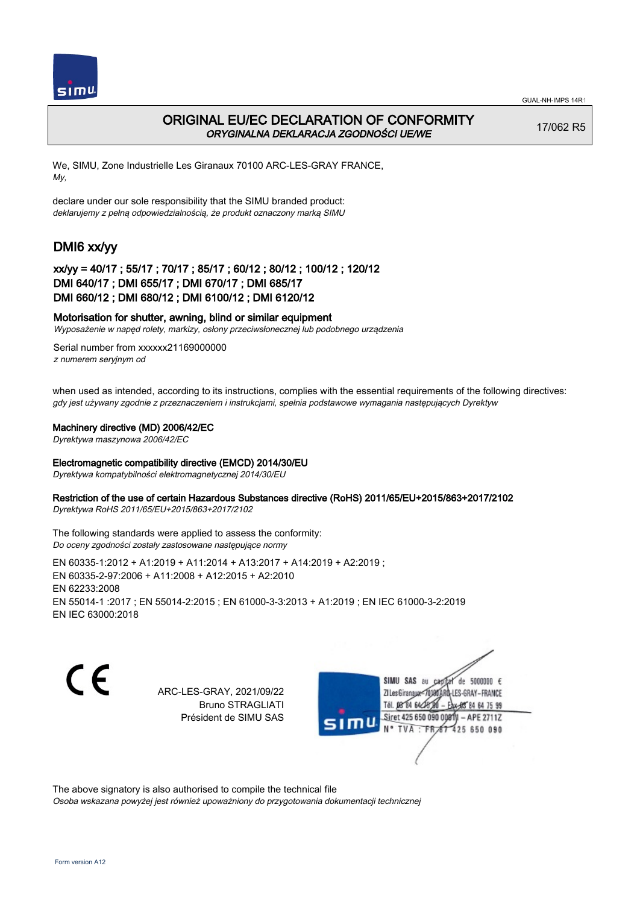GUAL-NH-IMPS 14R1

# ORIGINAL EU/EC DECLARATION OF CONFORMITY

*ORYGINALNA DEKLARACJA ZGODNOŚCI UE/WE*

17/062 R5

We, SIMU, Zone Industrielle Les Giranaux 70100 ARC-LES-GRAY FRANCE,
*My,*

declare under our sole responsibility that the SIMU branded product:
*deklarujemy z pełną odpowiedzialnością, że produkt oznaczony marką SIMU*

## DMI6 xx/yy

### xx/yy = 40/17 ; 55/17 ; 70/17 ; 85/17 ; 60/12 ; 80/12 ; 100/12 ; 120/12
### DMI 640/17 ; DMI 655/17 ; DMI 670/17 ; DMI 685/17
### DMI 660/12 ; DMI 680/12 ; DMI 6100/12 ; DMI 6120/12

**Motorisation for shutter, awning, blind or similar equipment**
*Wyposażenie w napęd rolety, markizy, osłony przeciwsłonecznej lub podobnego urządzenia*

Serial number from xxxxxx21169000000
*z numerem seryjnym od*

when used as intended, according to its instructions, complies with the essential requirements of the following directives:
*gdy jest używany zgodnie z przeznaczeniem i instrukcjami, spełnia podstawowe wymagania następujących Dyrektyw*

**Machinery directive (MD) 2006/42/EC**
*Dyrektywa maszynowa 2006/42/EC*

**Electromagnetic compatibility directive (EMCD) 2014/30/EU**
*Dyrektywa kompatybilności elektromagnetycznej 2014/30/EU*

**Restriction of the use of certain Hazardous Substances directive (RoHS) 2011/65/EU+2015/863+2017/2102**
*Dyrektywa RoHS 2011/65/EU+2015/863+2017/2102*

The following standards were applied to assess the conformity:
*Do oceny zgodności zostały zastosowane następujące normy*

EN 60335-1:2012 + A1:2019 + A11:2014 + A13:2017 + A14:2019 + A2:2019 ;
EN 60335-2-97:2006 + A11:2008 + A12:2015 + A2:2010
EN 62233:2008
EN 55014-1 :2017 ; EN 55014-2:2015 ; EN 61000-3-3:2013 + A1:2019 ; EN IEC 61000-3-2:2019
EN IEC 63000:2018

CE

ARC-LES-GRAY, 2021/09/22
Bruno STRAGLIATI
Président de SIMU SAS

SIMU SAS au capital de 5000000 €
ZI Les Giranaux 70100 ARC-LES-GRAY-FRANCE
Tél. 03 84 64 75 00 – Fax 03 84 64 75 99
Siret 425 650 090 00011 – APE 2711Z
N° TVA : FR 87 425 650 090

The above signatory is also authorised to compile the technical file
*Osoba wskazana powyżej jest również upoważniony do przygotowania dokumentacji technicznej*

Form version A12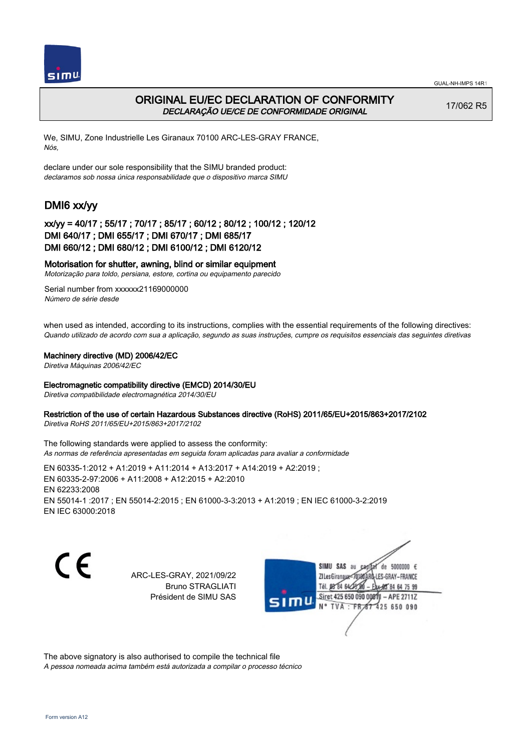GUAL-NH-IMPS 14R1

# ORIGINAL EU/EC DECLARATION OF CONFORMITY

*DECLARAÇÃO UE/CE DE CONFORMIDADE ORIGINAL*

17/062 R5

We, SIMU, Zone Industrielle Les Giranaux 70100 ARC-LES-GRAY FRANCE,
*Nós,*

declare under our sole responsibility that the SIMU branded product:
*declaramos sob nossa única responsabilidade que o dispositivo marca SIMU*

## DMI6 xx/yy

### xx/yy = 40/17 ; 55/17 ; 70/17 ; 85/17 ; 60/12 ; 80/12 ; 100/12 ; 120/12
### DMI 640/17 ; DMI 655/17 ; DMI 670/17 ; DMI 685/17
### DMI 660/12 ; DMI 680/12 ; DMI 6100/12 ; DMI 6120/12

**Motorisation for shutter, awning, blind or similar equipment**
*Motorização para toldo, persiana, estore, cortina ou equipamento parecido*

Serial number from xxxxxx21169000000
*Número de série desde*

when used as intended, according to its instructions, complies with the essential requirements of the following directives:
*Quando utilizado de acordo com sua a aplicação, segundo as suas instruções, cumpre os requisitos essenciais das seguintes diretivas*

**Machinery directive (MD) 2006/42/EC**
*Diretiva Máquinas 2006/42/EC*

**Electromagnetic compatibility directive (EMCD) 2014/30/EU**
*Diretiva compatibilidade electromagnética 2014/30/EU*

**Restriction of the use of certain Hazardous Substances directive (RoHS) 2011/65/EU+2015/863+2017/2102**
*Diretiva RoHS 2011/65/EU+2015/863+2017/2102*

The following standards were applied to assess the conformity:
*As normas de referência apresentadas em seguida foram aplicadas para avaliar a conformidade*

EN 60335-1:2012 + A1:2019 + A11:2014 + A13:2017 + A14:2019 + A2:2019 ;
EN 60335-2-97:2006 + A11:2008 + A12:2015 + A2:2010
EN 62233:2008
EN 55014-1 :2017 ; EN 55014-2:2015 ; EN 61000-3-3:2013 + A1:2019 ; EN IEC 61000-3-2:2019
EN IEC 63000:2018

CE

ARC-LES-GRAY, 2021/09/22
Bruno STRAGLIATI
Président de SIMU SAS

SIMU SAS au capital de 5000000 €
ZI Les Giranaux 70100 ARC-LES-GRAY-FRANCE
Tél. 03 84 64 75 00 – Fax 03 84 64 75 99
Siret 425 650 090 00011 – APE 2711Z
N° TVA : FR 87 425 650 090

The above signatory is also authorised to compile the technical file
*A pessoa nomeada acima também está autorizada a compilar o processo técnico*

Form version A12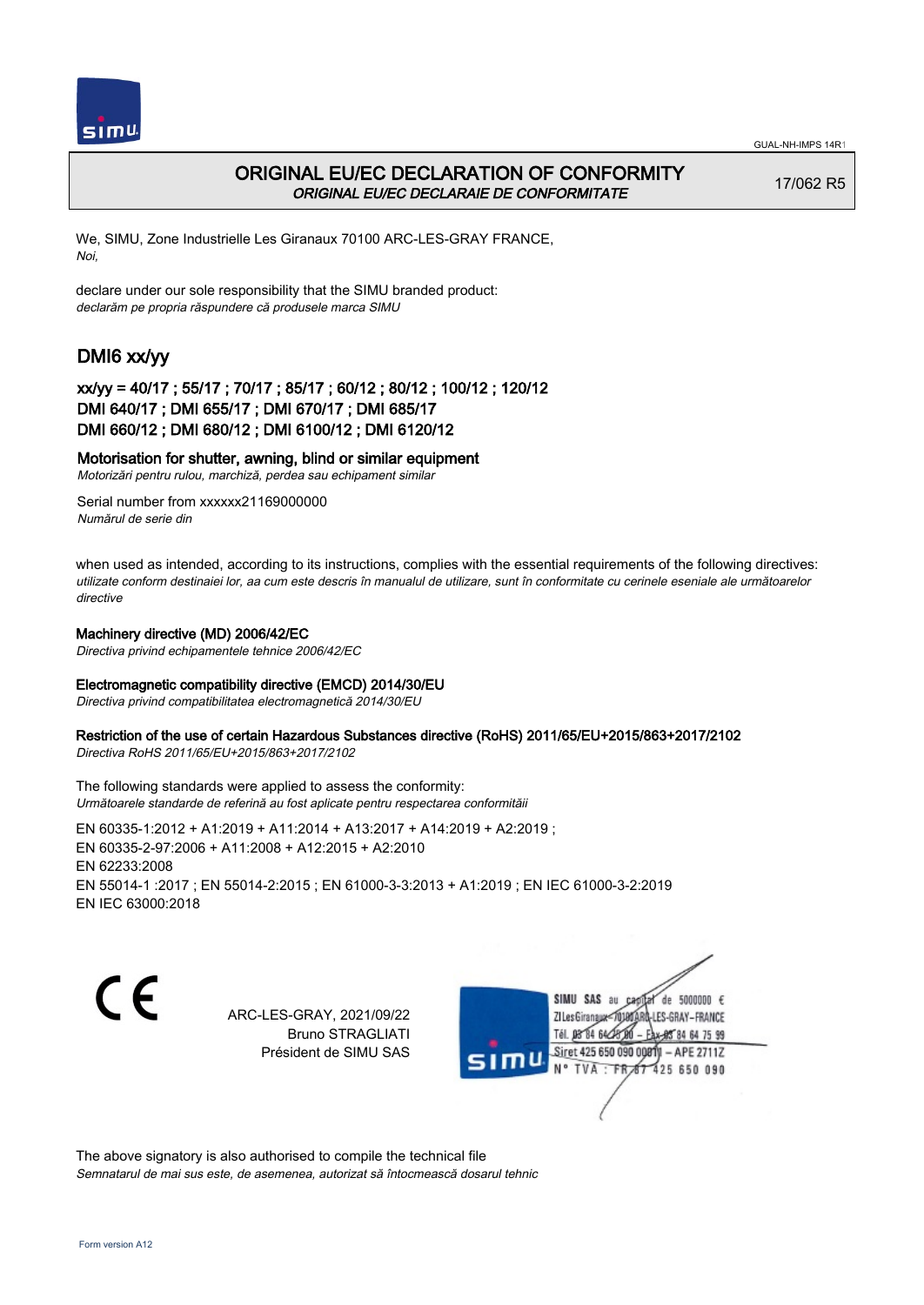GUAL-NH-IMPS 14R1

# ORIGINAL EU/EC DECLARATION OF CONFORMITY

*ORIGINAL EU/EC DECLARAIE DE CONFORMITATE*

17/062 R5

We, SIMU, Zone Industrielle Les Giranaux 70100 ARC-LES-GRAY FRANCE,
*Noi,*

declare under our sole responsibility that the SIMU branded product:
*declarăm pe propria răspundere că produsele marca SIMU*

## DMI6 xx/yy

### xx/yy = 40/17 ; 55/17 ; 70/17 ; 85/17 ; 60/12 ; 80/12 ; 100/12 ; 120/12
### DMI 640/17 ; DMI 655/17 ; DMI 670/17 ; DMI 685/17
### DMI 660/12 ; DMI 680/12 ; DMI 6100/12 ; DMI 6120/12

**Motorisation for shutter, awning, blind or similar equipment**
*Motorizări pentru rulou, marchiză, perdea sau echipament similar*

Serial number from xxxxxx21169000000
*Numărul de serie din*

when used as intended, according to its instructions, complies with the essential requirements of the following directives:
*utilizate conform destinaiei lor, aa cum este descris în manualul de utilizare, sunt în conformitate cu cerinele eseniale ale următoarelor directive*

**Machinery directive (MD) 2006/42/EC**
*Directiva privind echipamentele tehnice 2006/42/EC*

**Electromagnetic compatibility directive (EMCD) 2014/30/EU**
*Directiva privind compatibilitatea electromagnetică 2014/30/EU*

**Restriction of the use of certain Hazardous Substances directive (RoHS) 2011/65/EU+2015/863+2017/2102**
*Directiva RoHS 2011/65/EU+2015/863+2017/2102*

The following standards were applied to assess the conformity:
*Următoarele standarde de referină au fost aplicate pentru respectarea conformităii*

EN 60335-1:2012 + A1:2019 + A11:2014 + A13:2017 + A14:2019 + A2:2019 ;
EN 60335-2-97:2006 + A11:2008 + A12:2015 + A2:2010
EN 62233:2008
EN 55014-1 :2017 ; EN 55014-2:2015 ; EN 61000-3-3:2013 + A1:2019 ; EN IEC 61000-3-2:2019
EN IEC 63000:2018

CE

ARC-LES-GRAY, 2021/09/22
Bruno STRAGLIATI
Président de SIMU SAS

SIMU SAS au capital de 5000000 €
ZI Les Giranaux 70100 ARC-LES-GRAY-FRANCE
Tél. 03 84 64 75 00 – Fax 03 84 64 75 99
Siret 425 650 090 00011 – APE 2711Z
N° TVA : FR 87 425 650 090

The above signatory is also authorised to compile the technical file
*Semnatarul de mai sus este, de asemenea, autorizat să întocmească dosarul tehnic*

Form version A12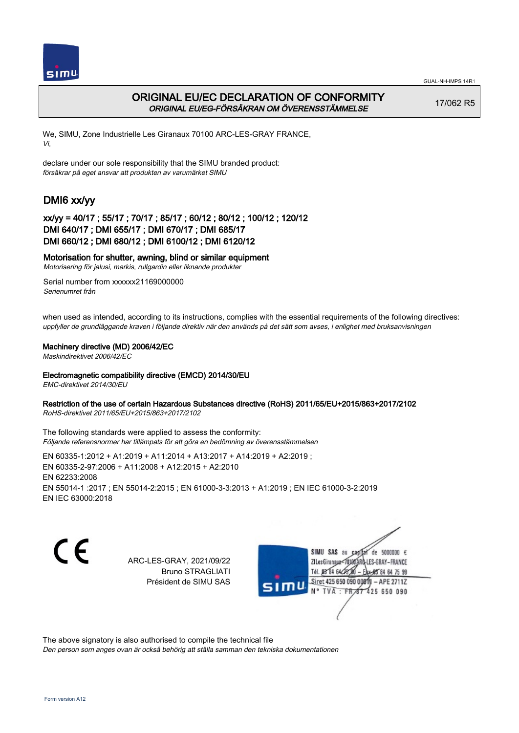# ORIGINAL EU/EC DECLARATION OF CONFORMITY

*ORIGINAL EU/EG-FÖRSÄKRAN OM ÖVERENSSTÄMMELSE*

17/062 R5

We, SIMU, Zone Industrielle Les Giranaux 70100 ARC-LES-GRAY FRANCE,
*Vi,*

declare under our sole responsibility that the SIMU branded product:
*försäkrar på eget ansvar att produkten av varumärket SIMU*

## DMI6 xx/yy

### xx/yy = 40/17 ; 55/17 ; 70/17 ; 85/17 ; 60/12 ; 80/12 ; 100/12 ; 120/12
### DMI 640/17 ; DMI 655/17 ; DMI 670/17 ; DMI 685/17
### DMI 660/12 ; DMI 680/12 ; DMI 6100/12 ; DMI 6120/12

**Motorisation for shutter, awning, blind or similar equipment**
*Motorisering för jalusi, markis, rullgardin eller liknande produkter*

Serial number from xxxxxx21169000000
*Serienumret från*

when used as intended, according to its instructions, complies with the essential requirements of the following directives:
*uppfyller de grundläggande kraven i följande direktiv när den används på det sätt som avses, i enlighet med bruksanvisningen*

**Machinery directive (MD) 2006/42/EC**
*Maskindirektivet 2006/42/EC*

**Electromagnetic compatibility directive (EMCD) 2014/30/EU**
*EMC-direktivet 2014/30/EU*

**Restriction of the use of certain Hazardous Substances directive (RoHS) 2011/65/EU+2015/863+2017/2102**
*RoHS-direktivet 2011/65/EU+2015/863+2017/2102*

The following standards were applied to assess the conformity:
*Följande referensnormer har tillämpats för att göra en bedömning av överensstämmelsen*

EN 60335-1:2012 + A1:2019 + A11:2014 + A13:2017 + A14:2019 + A2:2019 ;
EN 60335-2-97:2006 + A11:2008 + A12:2015 + A2:2010
EN 62233:2008
EN 55014-1 :2017 ; EN 55014-2:2015 ; EN 61000-3-3:2013 + A1:2019 ; EN IEC 61000-3-2:2019
EN IEC 63000:2018

ARC-LES-GRAY, 2021/09/22
Bruno STRAGLIATI
Président de SIMU SAS

SIMU SAS au capital de 5000000 €
ZI Les Giranaux 70100 ARC-LES-GRAY-FRANCE
Tél. 03 84 64 75 00 – Fax 03 84 64 75 99
Siret 425 650 090 00011 – APE 2711Z
N° TVA : FR 87 425 650 090

The above signatory is also authorised to compile the technical file
*Den person som anges ovan är också behörig att ställa samman den tekniska dokumentationen*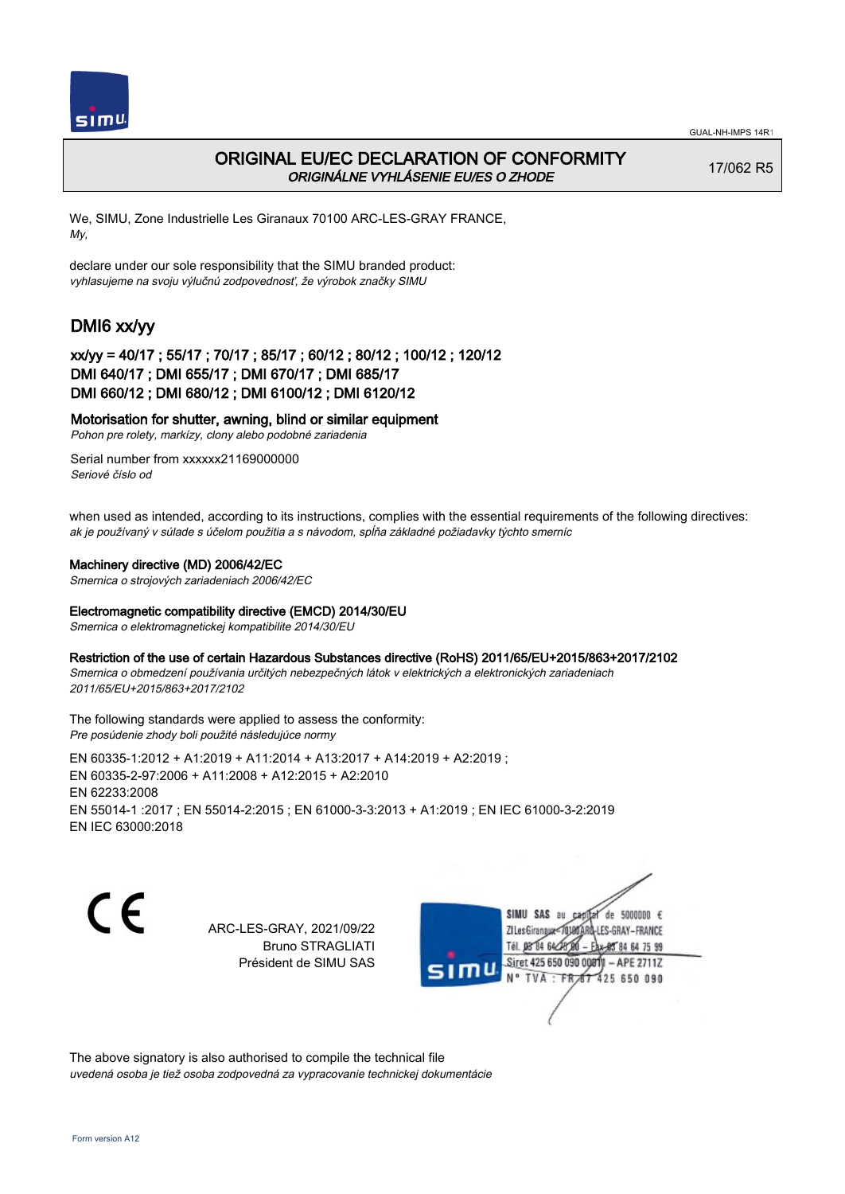# ORIGINAL EU/EC DECLARATION OF CONFORMITY
*ORIGINÁLNE VYHLÁSENIE EU/ES O ZHODE*

17/062 R5

We, SIMU, Zone Industrielle Les Giranaux 70100 ARC-LES-GRAY FRANCE,
*My,*

declare under our sole responsibility that the SIMU branded product:
*vyhlasujeme na svoju výlučnú zodpovednosť, že výrobok značky SIMU*

## DMI6 xx/yy

### xx/yy = 40/17 ; 55/17 ; 70/17 ; 85/17 ; 60/12 ; 80/12 ; 100/12 ; 120/12
### DMI 640/17 ; DMI 655/17 ; DMI 670/17 ; DMI 685/17
### DMI 660/12 ; DMI 680/12 ; DMI 6100/12 ; DMI 6120/12

**Motorisation for shutter, awning, blind or similar equipment**
*Pohon pre rolety, markízy, clony alebo podobné zariadenia*

Serial number from xxxxxx21169000000
*Seriové číslo od*

when used as intended, according to its instructions, complies with the essential requirements of the following directives:
*ak je používaný v súlade s účelom použitia a s návodom, spĺňa základné požiadavky týchto smerníc*

**Machinery directive (MD) 2006/42/EC**
*Smernica o strojových zariadeniach 2006/42/EC*

**Electromagnetic compatibility directive (EMCD) 2014/30/EU**
*Smernica o elektromagnetickej kompatibilite 2014/30/EU*

**Restriction of the use of certain Hazardous Substances directive (RoHS) 2011/65/EU+2015/863+2017/2102**
*Smernica o obmedzení používania určitých nebezpečných látok v elektrických a elektronických zariadeniach 2011/65/EU+2015/863+2017/2102*

The following standards were applied to assess the conformity:
*Pre posúdenie zhody boli použité následujúce normy*

EN 60335-1:2012 + A1:2019 + A11:2014 + A13:2017 + A14:2019 + A2:2019 ;
EN 60335-2-97:2006 + A11:2008 + A12:2015 + A2:2010
EN 62233:2008
EN 55014-1 :2017 ; EN 55014-2:2015 ; EN 61000-3-3:2013 + A1:2019 ; EN IEC 61000-3-2:2019
EN IEC 63000:2018

CE

ARC-LES-GRAY, 2021/09/22
Bruno STRAGLIATI
Président de SIMU SAS

SIMU SAS au capital de 5000000 €
ZI Les Giranaux 70100 ARC-LES-GRAY-FRANCE
Tél. 03 84 64 75 00 – Fax 03 84 64 75 99
Siret 425 650 090 00011 – APE 2711Z
N° TVA : FR 87 425 650 090

The above signatory is also authorised to compile the technical file
*uvedená osoba je tiež osoba zodpovedná za vypracovanie technickej dokumentácie*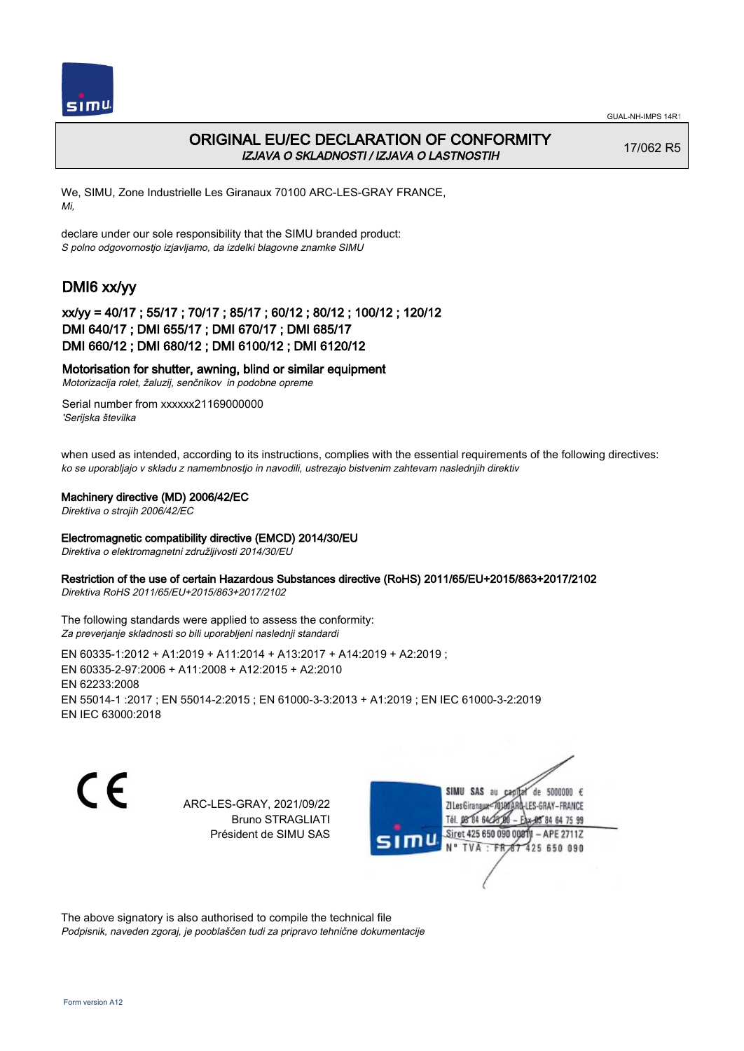# ORIGINAL EU/EC DECLARATION OF CONFORMITY

*IZJAVA O SKLADNOSTI / IZJAVA O LASTNOSTIH*

17/062 R5

We, SIMU, Zone Industrielle Les Giranaux 70100 ARC-LES-GRAY FRANCE,
*Mi,*

declare under our sole responsibility that the SIMU branded product:
*S polno odgovornostjo izjavljamo, da izdelki blagovne znamke SIMU*

## DMI6 xx/yy

### xx/yy = 40/17 ; 55/17 ; 70/17 ; 85/17 ; 60/12 ; 80/12 ; 100/12 ; 120/12
### DMI 640/17 ; DMI 655/17 ; DMI 670/17 ; DMI 685/17
### DMI 660/12 ; DMI 680/12 ; DMI 6100/12 ; DMI 6120/12

**Motorisation for shutter, awning, blind or similar equipment**
*Motorizacija rolet, žaluzij, senčnikov in podobne opreme*

Serial number from xxxxxx21169000000
*'Serijska številka*

when used as intended, according to its instructions, complies with the essential requirements of the following directives:
*ko se uporabljajo v skladu z namembnostjo in navodili, ustrezajo bistvenim zahtevam naslednjih direktiv*

**Machinery directive (MD) 2006/42/EC**
*Direktiva o strojih 2006/42/EC*

**Electromagnetic compatibility directive (EMCD) 2014/30/EU**
*Direktiva o elektromagnetni združljivosti 2014/30/EU*

**Restriction of the use of certain Hazardous Substances directive (RoHS) 2011/65/EU+2015/863+2017/2102**
*Direktiva RoHS 2011/65/EU+2015/863+2017/2102*

The following standards were applied to assess the conformity:
*Za preverjanje skladnosti so bili uporabljeni naslednji standardi*

EN 60335-1:2012 + A1:2019 + A11:2014 + A13:2017 + A14:2019 + A2:2019 ;
EN 60335-2-97:2006 + A11:2008 + A12:2015 + A2:2010
EN 62233:2008
EN 55014-1 :2017 ; EN 55014-2:2015 ; EN 61000-3-3:2013 + A1:2019 ; EN IEC 61000-3-2:2019
EN IEC 63000:2018

CE

ARC-LES-GRAY, 2021/09/22
Bruno STRAGLIATI
Président de SIMU SAS

SIMU SAS au capital de 5000000 €
ZI Les Giranaux 70100 ARC-LES-GRAY-FRANCE
Tél. 03 84 64 75 00 – Fax 03 84 64 75 99
Siret 425 650 090 00011 – APE 2711Z
N° TVA : FR 87 425 650 090

The above signatory is also authorised to compile the technical file
*Podpisnik, naveden zgoraj, je pooblaščen tudi za pripravo tehnične dokumentacije*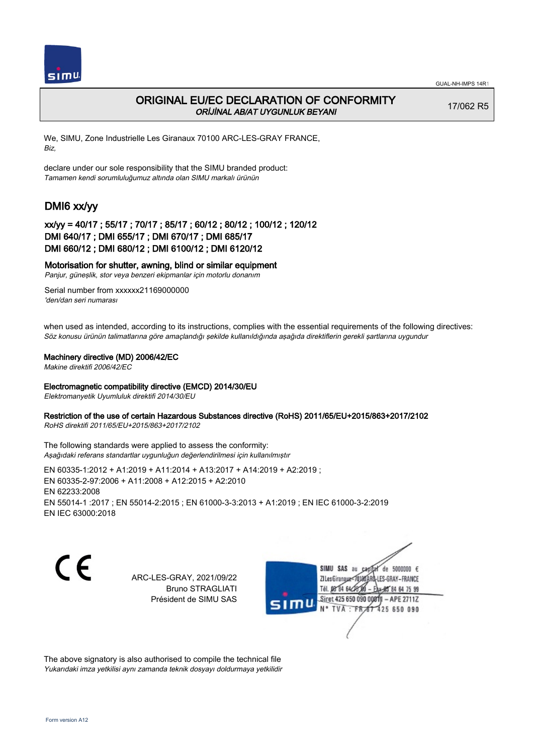# ORIGINAL EU/EC DECLARATION OF CONFORMITY
*ORİJİNAL AB/AT UYGUNLUK BEYANI*

17/062 R5

We, SIMU, Zone Industrielle Les Giranaux 70100 ARC-LES-GRAY FRANCE,
*Biz,*

declare under our sole responsibility that the SIMU branded product:
*Tamamen kendi sorumluluğumuz altında olan SIMU markalı ürünün*

## DMI6 xx/yy

### xx/yy = 40/17 ; 55/17 ; 70/17 ; 85/17 ; 60/12 ; 80/12 ; 100/12 ; 120/12
### DMI 640/17 ; DMI 655/17 ; DMI 670/17 ; DMI 685/17
### DMI 660/12 ; DMI 680/12 ; DMI 6100/12 ; DMI 6120/12

**Motorisation for shutter, awning, blind or similar equipment**
*Panjur, güneşlik, stor veya benzeri ekipmanlar için motorlu donanım*

Serial number from xxxxxx21169000000
*'den/dan seri numarası*

when used as intended, according to its instructions, complies with the essential requirements of the following directives:
*Söz konusu ürünün talimatlarına göre amaçlandığı şekilde kullanıldığında aşağıda direktiflerin gerekli şartlarına uygundur*

**Machinery directive (MD) 2006/42/EC**
*Makine direktifi 2006/42/EC*

**Electromagnetic compatibility directive (EMCD) 2014/30/EU**
*Elektromanyetik Uyumluluk direktifi 2014/30/EU*

**Restriction of the use of certain Hazardous Substances directive (RoHS) 2011/65/EU+2015/863+2017/2102**
*RoHS direktifi 2011/65/EU+2015/863+2017/2102*

The following standards were applied to assess the conformity:
*Aşağıdaki referans standartlar uygunluğun değerlendirilmesi için kullanılmıştır*

EN 60335-1:2012 + A1:2019 + A11:2014 + A13:2017 + A14:2019 + A2:2019 ;
EN 60335-2-97:2006 + A11:2008 + A12:2015 + A2:2010
EN 62233:2008
EN 55014-1 :2017 ; EN 55014-2:2015 ; EN 61000-3-3:2013 + A1:2019 ; EN IEC 61000-3-2:2019
EN IEC 63000:2018

ARC-LES-GRAY, 2021/09/22
Bruno STRAGLIATI
Président de SIMU SAS

SIMU SAS au capital de 5000000 €
ZI Les Giranaux 70100 ARC-LES-GRAY-FRANCE
Tél. 03 84 64 75 00 – Fax 03 84 64 75 99
Siret 425 650 090 00011 – APE 2711Z
N° TVA : FR 87 425 650 090

The above signatory is also authorised to compile the technical file
*Yukarıdaki imza yetkilisi aynı zamanda teknik dosyayı doldurmaya yetkilidir*

Form version A12